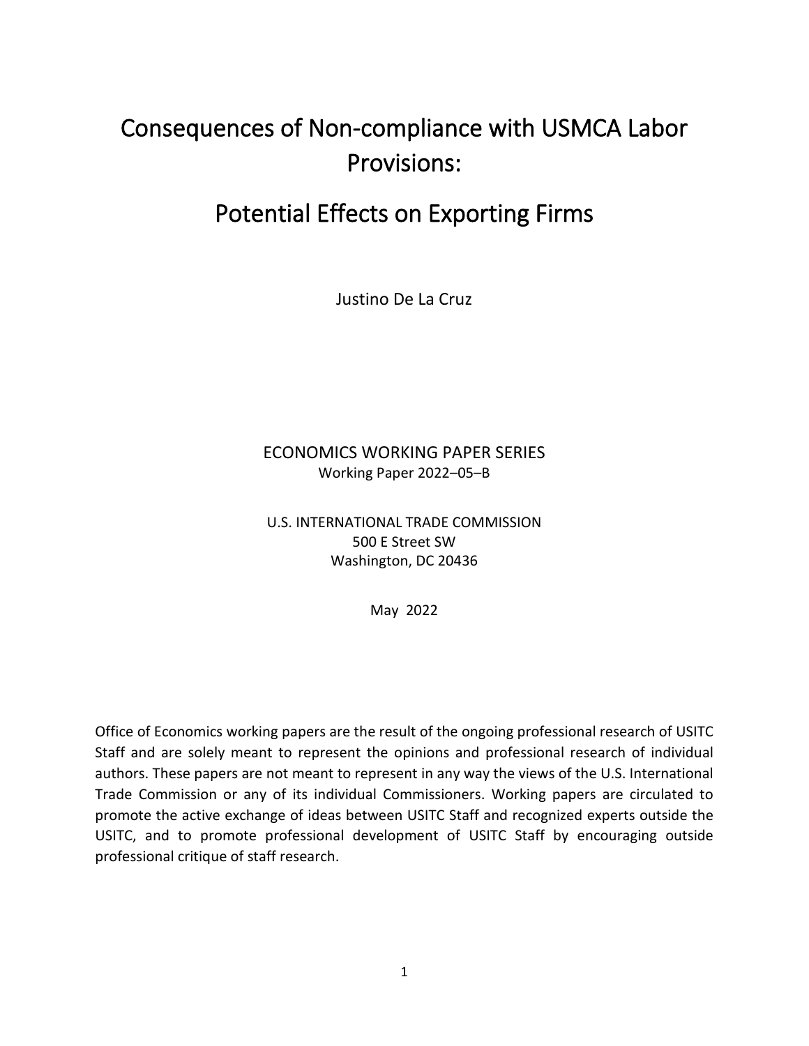# Consequences of Non-compliance with USMCA Labor Provisions:

# Potential Effects on Exporting Firms

Justino De La Cruz

ECONOMICS WORKING PAPER SERIES

Working Paper 2022–05–B

U.S. INTERNATIONAL TRADE COMMISSION
500 E Street SW
Washington, DC 20436

May 2022

Office of Economics working papers are the result of the ongoing professional research of USITC Staff and are solely meant to represent the opinions and professional research of individual authors. These papers are not meant to represent in any way the views of the U.S. International Trade Commission or any of its individual Commissioners. Working papers are circulated to promote the active exchange of ideas between USITC Staff and recognized experts outside the USITC, and to promote professional development of USITC Staff by encouraging outside professional critique of staff research.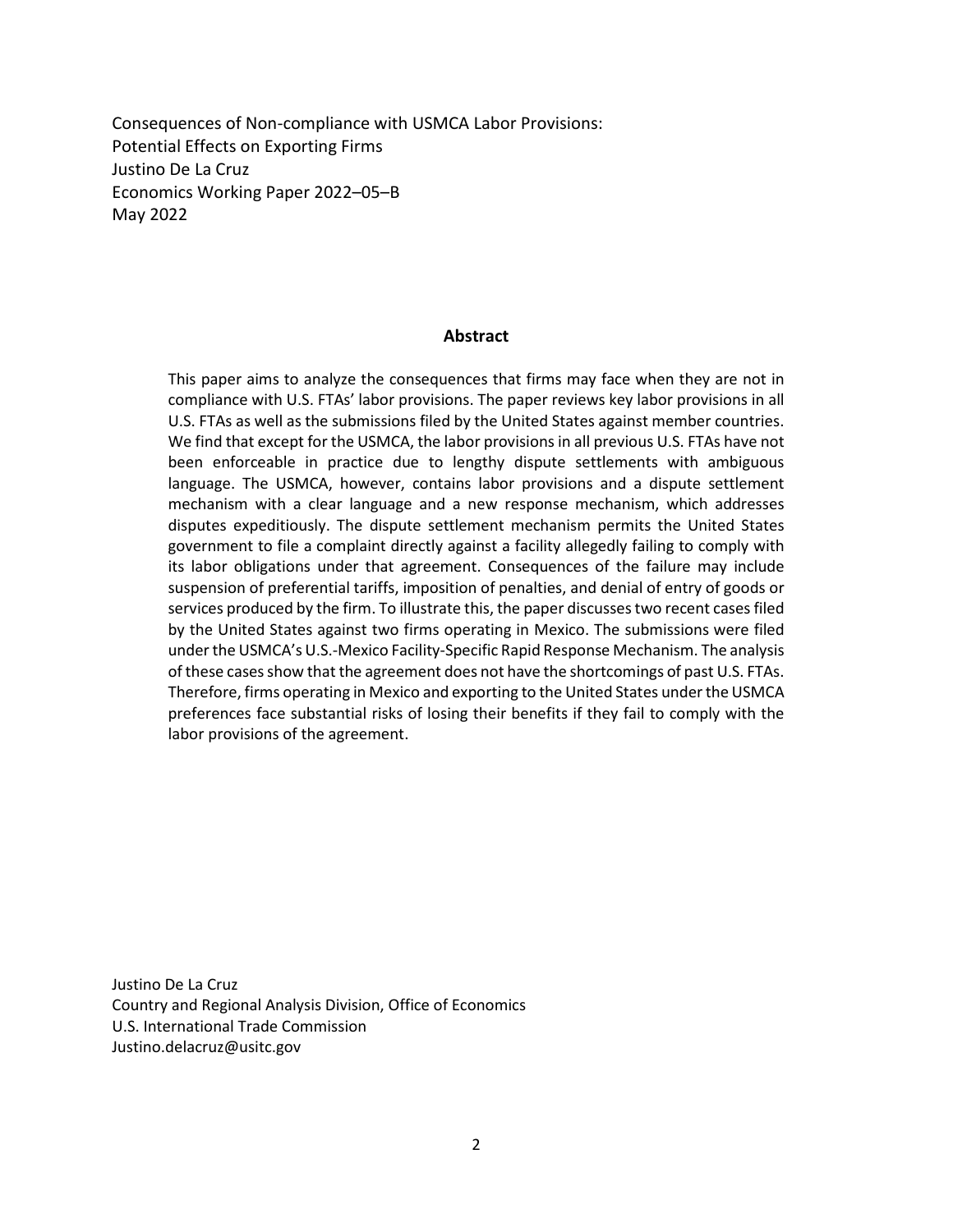Consequences of Non-compliance with USMCA Labor Provisions:
Potential Effects on Exporting Firms
Justino De La Cruz
Economics Working Paper 2022–05–B
May 2022

## Abstract

This paper aims to analyze the consequences that firms may face when they are not in compliance with U.S. FTAs' labor provisions. The paper reviews key labor provisions in all U.S. FTAs as well as the submissions filed by the United States against member countries. We find that except for the USMCA, the labor provisions in all previous U.S. FTAs have not been enforceable in practice due to lengthy dispute settlements with ambiguous language. The USMCA, however, contains labor provisions and a dispute settlement mechanism with a clear language and a new response mechanism, which addresses disputes expeditiously. The dispute settlement mechanism permits the United States government to file a complaint directly against a facility allegedly failing to comply with its labor obligations under that agreement. Consequences of the failure may include suspension of preferential tariffs, imposition of penalties, and denial of entry of goods or services produced by the firm. To illustrate this, the paper discusses two recent cases filed by the United States against two firms operating in Mexico. The submissions were filed under the USMCA's U.S.-Mexico Facility-Specific Rapid Response Mechanism. The analysis of these cases show that the agreement does not have the shortcomings of past U.S. FTAs. Therefore, firms operating in Mexico and exporting to the United States under the USMCA preferences face substantial risks of losing their benefits if they fail to comply with the labor provisions of the agreement.

Justino De La Cruz
Country and Regional Analysis Division, Office of Economics
U.S. International Trade Commission
Justino.delacruz@usitc.gov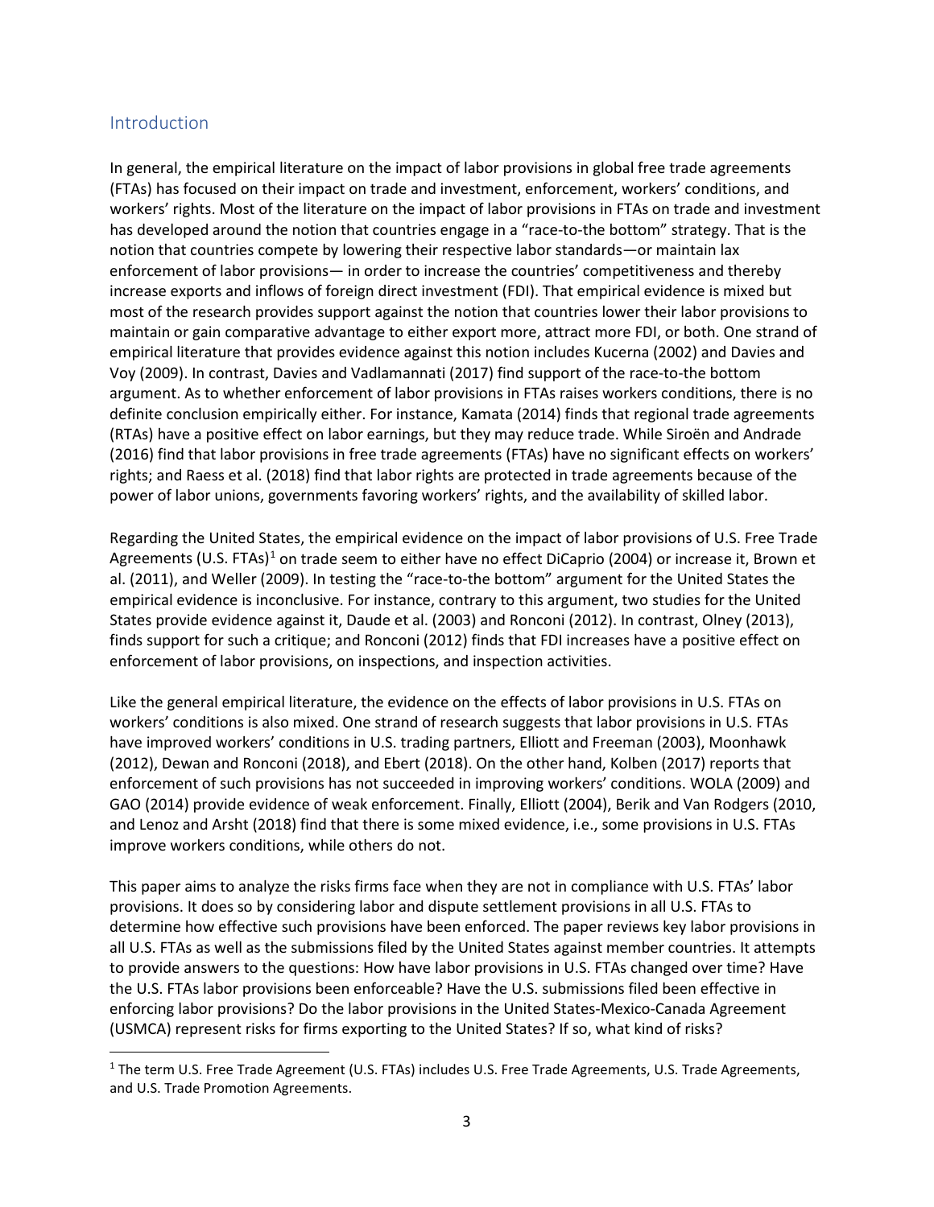## Introduction

In general, the empirical literature on the impact of labor provisions in global free trade agreements (FTAs) has focused on their impact on trade and investment, enforcement, workers' conditions, and workers' rights. Most of the literature on the impact of labor provisions in FTAs on trade and investment has developed around the notion that countries engage in a "race-to-the bottom" strategy. That is the notion that countries compete by lowering their respective labor standards—or maintain lax enforcement of labor provisions— in order to increase the countries' competitiveness and thereby increase exports and inflows of foreign direct investment (FDI). That empirical evidence is mixed but most of the research provides support against the notion that countries lower their labor provisions to maintain or gain comparative advantage to either export more, attract more FDI, or both. One strand of empirical literature that provides evidence against this notion includes Kucerna (2002) and Davies and Voy (2009). In contrast, Davies and Vadlamannati (2017) find support of the race-to-the bottom argument. As to whether enforcement of labor provisions in FTAs raises workers conditions, there is no definite conclusion empirically either. For instance, Kamata (2014) finds that regional trade agreements (RTAs) have a positive effect on labor earnings, but they may reduce trade. While Siroën and Andrade (2016) find that labor provisions in free trade agreements (FTAs) have no significant effects on workers' rights; and Raess et al. (2018) find that labor rights are protected in trade agreements because of the power of labor unions, governments favoring workers' rights, and the availability of skilled labor.

Regarding the United States, the empirical evidence on the impact of labor provisions of U.S. Free Trade Agreements (U.S. FTAs)[1] on trade seem to either have no effect DiCaprio (2004) or increase it, Brown et al. (2011), and Weller (2009). In testing the "race-to-the bottom" argument for the United States the empirical evidence is inconclusive. For instance, contrary to this argument, two studies for the United States provide evidence against it, Daude et al. (2003) and Ronconi (2012). In contrast, Olney (2013), finds support for such a critique; and Ronconi (2012) finds that FDI increases have a positive effect on enforcement of labor provisions, on inspections, and inspection activities.

Like the general empirical literature, the evidence on the effects of labor provisions in U.S. FTAs on workers' conditions is also mixed. One strand of research suggests that labor provisions in U.S. FTAs have improved workers' conditions in U.S. trading partners, Elliott and Freeman (2003), Moonhawk (2012), Dewan and Ronconi (2018), and Ebert (2018). On the other hand, Kolben (2017) reports that enforcement of such provisions has not succeeded in improving workers' conditions. WOLA (2009) and GAO (2014) provide evidence of weak enforcement. Finally, Elliott (2004), Berik and Van Rodgers (2010, and Lenoz and Arsht (2018) find that there is some mixed evidence, i.e., some provisions in U.S. FTAs improve workers conditions, while others do not.

This paper aims to analyze the risks firms face when they are not in compliance with U.S. FTAs' labor provisions. It does so by considering labor and dispute settlement provisions in all U.S. FTAs to determine how effective such provisions have been enforced. The paper reviews key labor provisions in all U.S. FTAs as well as the submissions filed by the United States against member countries. It attempts to provide answers to the questions: How have labor provisions in U.S. FTAs changed over time? Have the U.S. FTAs labor provisions been enforceable? Have the U.S. submissions filed been effective in enforcing labor provisions? Do the labor provisions in the United States-Mexico-Canada Agreement (USMCA) represent risks for firms exporting to the United States? If so, what kind of risks?

[1] The term U.S. Free Trade Agreement (U.S. FTAs) includes U.S. Free Trade Agreements, U.S. Trade Agreements, and U.S. Trade Promotion Agreements.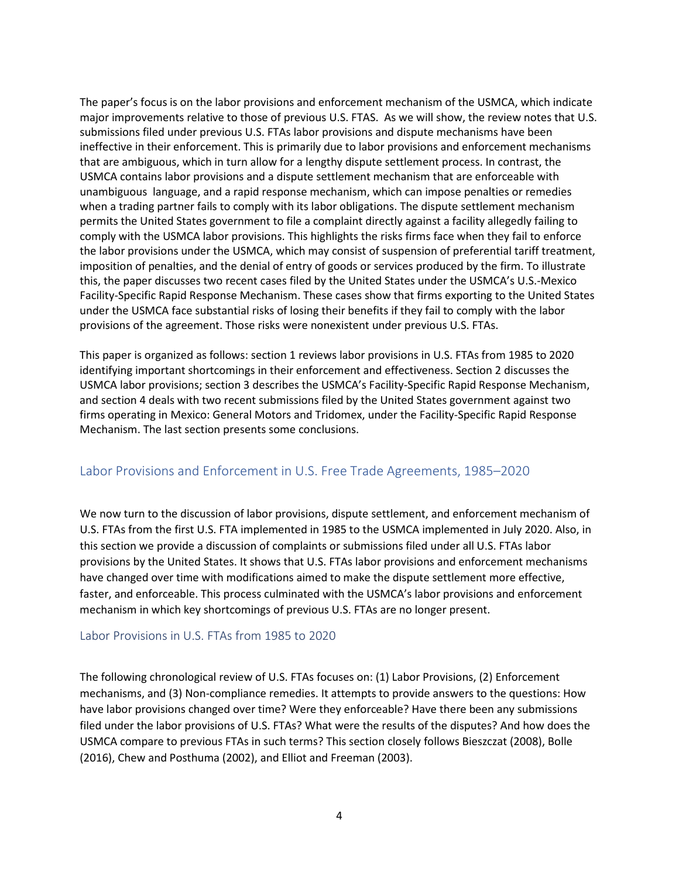The paper's focus is on the labor provisions and enforcement mechanism of the USMCA, which indicate major improvements relative to those of previous U.S. FTAS. As we will show, the review notes that U.S. submissions filed under previous U.S. FTAs labor provisions and dispute mechanisms have been ineffective in their enforcement. This is primarily due to labor provisions and enforcement mechanisms that are ambiguous, which in turn allow for a lengthy dispute settlement process. In contrast, the USMCA contains labor provisions and a dispute settlement mechanism that are enforceable with unambiguous language, and a rapid response mechanism, which can impose penalties or remedies when a trading partner fails to comply with its labor obligations. The dispute settlement mechanism permits the United States government to file a complaint directly against a facility allegedly failing to comply with the USMCA labor provisions. This highlights the risks firms face when they fail to enforce the labor provisions under the USMCA, which may consist of suspension of preferential tariff treatment, imposition of penalties, and the denial of entry of goods or services produced by the firm. To illustrate this, the paper discusses two recent cases filed by the United States under the USMCA's U.S.-Mexico Facility-Specific Rapid Response Mechanism. These cases show that firms exporting to the United States under the USMCA face substantial risks of losing their benefits if they fail to comply with the labor provisions of the agreement. Those risks were nonexistent under previous U.S. FTAs.

This paper is organized as follows: section 1 reviews labor provisions in U.S. FTAs from 1985 to 2020 identifying important shortcomings in their enforcement and effectiveness. Section 2 discusses the USMCA labor provisions; section 3 describes the USMCA's Facility-Specific Rapid Response Mechanism, and section 4 deals with two recent submissions filed by the United States government against two firms operating in Mexico: General Motors and Tridomex, under the Facility-Specific Rapid Response Mechanism. The last section presents some conclusions.

## Labor Provisions and Enforcement in U.S. Free Trade Agreements, 1985–2020

We now turn to the discussion of labor provisions, dispute settlement, and enforcement mechanism of U.S. FTAs from the first U.S. FTA implemented in 1985 to the USMCA implemented in July 2020. Also, in this section we provide a discussion of complaints or submissions filed under all U.S. FTAs labor provisions by the United States. It shows that U.S. FTAs labor provisions and enforcement mechanisms have changed over time with modifications aimed to make the dispute settlement more effective, faster, and enforceable. This process culminated with the USMCA's labor provisions and enforcement mechanism in which key shortcomings of previous U.S. FTAs are no longer present.

### Labor Provisions in U.S. FTAs from 1985 to 2020

The following chronological review of U.S. FTAs focuses on: (1) Labor Provisions, (2) Enforcement mechanisms, and (3) Non-compliance remedies. It attempts to provide answers to the questions: How have labor provisions changed over time? Were they enforceable? Have there been any submissions filed under the labor provisions of U.S. FTAs? What were the results of the disputes? And how does the USMCA compare to previous FTAs in such terms? This section closely follows Bieszczat (2008), Bolle (2016), Chew and Posthuma (2002), and Elliot and Freeman (2003).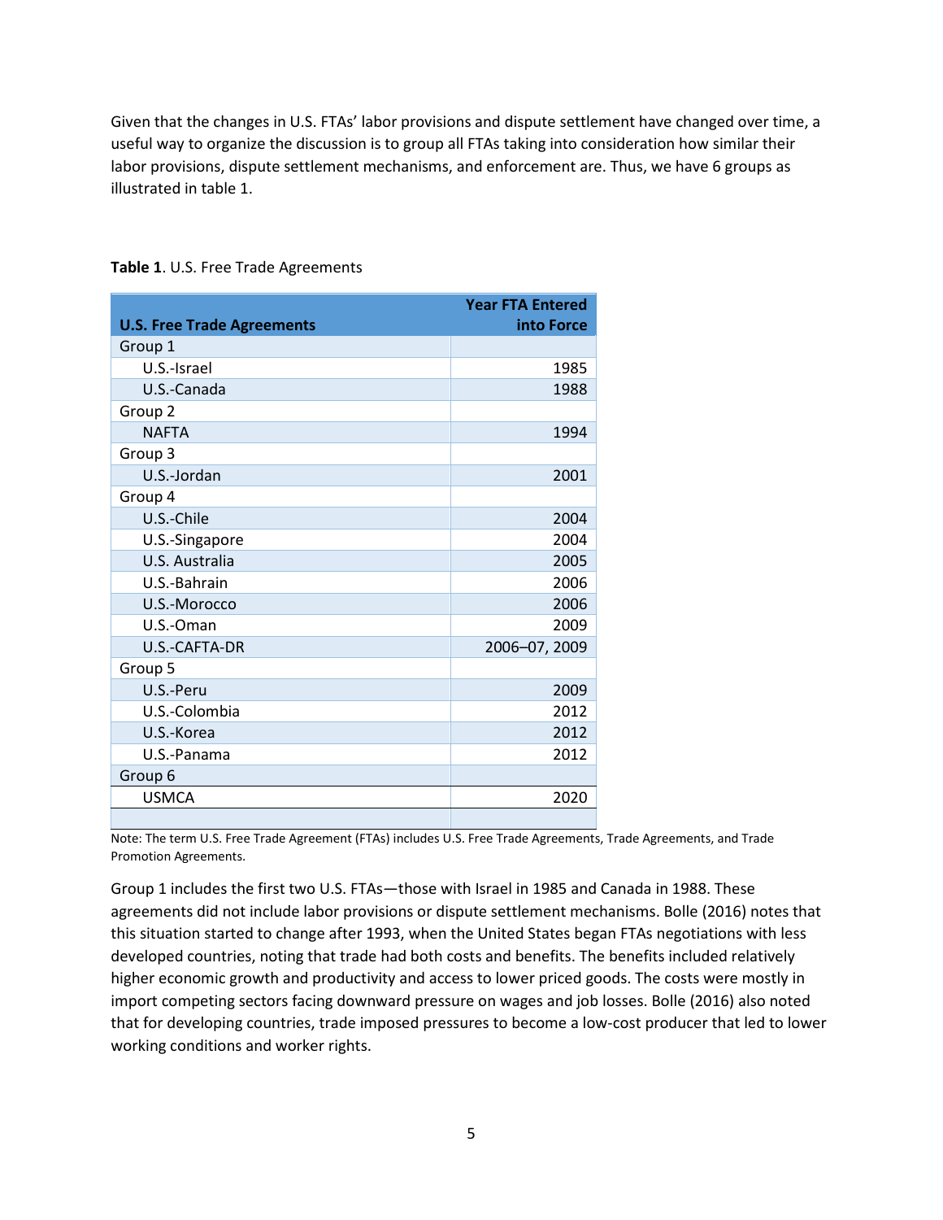Given that the changes in U.S. FTAs' labor provisions and dispute settlement have changed over time, a useful way to organize the discussion is to group all FTAs taking into consideration how similar their labor provisions, dispute settlement mechanisms, and enforcement are. Thus, we have 6 groups as illustrated in table 1.

**Table 1**. U.S. Free Trade Agreements

| U.S. Free Trade Agreements | Year FTA Entered into Force |
|---|---|
| Group 1 | |
| U.S.-Israel | 1985 |
| U.S.-Canada | 1988 |
| Group 2 | |
| NAFTA | 1994 |
| Group 3 | |
| U.S.-Jordan | 2001 |
| Group 4 | |
| U.S.-Chile | 2004 |
| U.S.-Singapore | 2004 |
| U.S. Australia | 2005 |
| U.S.-Bahrain | 2006 |
| U.S.-Morocco | 2006 |
| U.S.-Oman | 2009 |
| U.S.-CAFTA-DR | 2006–07, 2009 |
| Group 5 | |
| U.S.-Peru | 2009 |
| U.S.-Colombia | 2012 |
| U.S.-Korea | 2012 |
| U.S.-Panama | 2012 |
| Group 6 | |
| USMCA | 2020 |

Note: The term U.S. Free Trade Agreement (FTAs) includes U.S. Free Trade Agreements, Trade Agreements, and Trade Promotion Agreements.

Group 1 includes the first two U.S. FTAs—those with Israel in 1985 and Canada in 1988. These agreements did not include labor provisions or dispute settlement mechanisms. Bolle (2016) notes that this situation started to change after 1993, when the United States began FTAs negotiations with less developed countries, noting that trade had both costs and benefits. The benefits included relatively higher economic growth and productivity and access to lower priced goods. The costs were mostly in import competing sectors facing downward pressure on wages and job losses. Bolle (2016) also noted that for developing countries, trade imposed pressures to become a low-cost producer that led to lower working conditions and worker rights.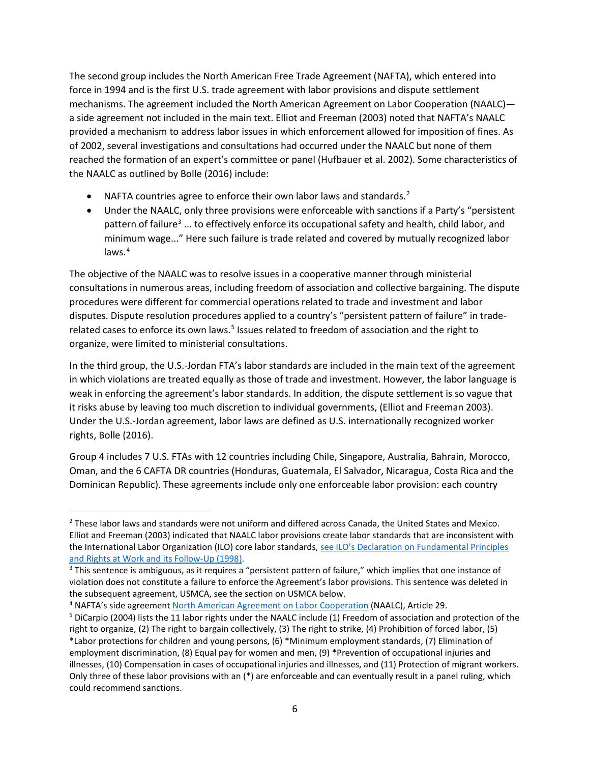The second group includes the North American Free Trade Agreement (NAFTA), which entered into force in 1994 and is the first U.S. trade agreement with labor provisions and dispute settlement mechanisms. The agreement included the North American Agreement on Labor Cooperation (NAALC)—a side agreement not included in the main text. Elliot and Freeman (2003) noted that NAFTA's NAALC provided a mechanism to address labor issues in which enforcement allowed for imposition of fines. As of 2002, several investigations and consultations had occurred under the NAALC but none of them reached the formation of an expert's committee or panel (Hufbauer et al. 2002). Some characteristics of the NAALC as outlined by Bolle (2016) include:

- NAFTA countries agree to enforce their own labor laws and standards.[2]
- Under the NAALC, only three provisions were enforceable with sanctions if a Party's "persistent pattern of failure[3] ... to effectively enforce its occupational safety and health, child labor, and minimum wage..." Here such failure is trade related and covered by mutually recognized labor laws.[4]

The objective of the NAALC was to resolve issues in a cooperative manner through ministerial consultations in numerous areas, including freedom of association and collective bargaining. The dispute procedures were different for commercial operations related to trade and investment and labor disputes. Dispute resolution procedures applied to a country's "persistent pattern of failure" in trade-related cases to enforce its own laws.[5] Issues related to freedom of association and the right to organize, were limited to ministerial consultations.

In the third group, the U.S.-Jordan FTA's labor standards are included in the main text of the agreement in which violations are treated equally as those of trade and investment. However, the labor language is weak in enforcing the agreement's labor standards. In addition, the dispute settlement is so vague that it risks abuse by leaving too much discretion to individual governments, (Elliot and Freeman 2003). Under the U.S.-Jordan agreement, labor laws are defined as U.S. internationally recognized worker rights, Bolle (2016).

Group 4 includes 7 U.S. FTAs with 12 countries including Chile, Singapore, Australia, Bahrain, Morocco, Oman, and the 6 CAFTA DR countries (Honduras, Guatemala, El Salvador, Nicaragua, Costa Rica and the Dominican Republic). These agreements include only one enforceable labor provision: each country

---

[2] These labor laws and standards were not uniform and differed across Canada, the United States and Mexico. Elliot and Freeman (2003) indicated that NAALC labor provisions create labor standards that are inconsistent with the International Labor Organization (ILO) core labor standards, see ILO's Declaration on Fundamental Principles and Rights at Work and its Follow-Up (1998).

[3] This sentence is ambiguous, as it requires a "persistent pattern of failure," which implies that one instance of violation does not constitute a failure to enforce the Agreement's labor provisions. This sentence was deleted in the subsequent agreement, USMCA, see the section on USMCA below.

[4] NAFTA's side agreement North American Agreement on Labor Cooperation (NAALC), Article 29.

[5] DiCarpio (2004) lists the 11 labor rights under the NAALC include (1) Freedom of association and protection of the right to organize, (2) The right to bargain collectively, (3) The right to strike, (4) Prohibition of forced labor, (5) *Labor protections for children and young persons, (6) *Minimum employment standards, (7) Elimination of employment discrimination, (8) Equal pay for women and men, (9) *Prevention of occupational injuries and illnesses, (10) Compensation in cases of occupational injuries and illnesses, and (11) Protection of migrant workers. Only three of these labor provisions with an (*) are enforceable and can eventually result in a panel ruling, which could recommend sanctions.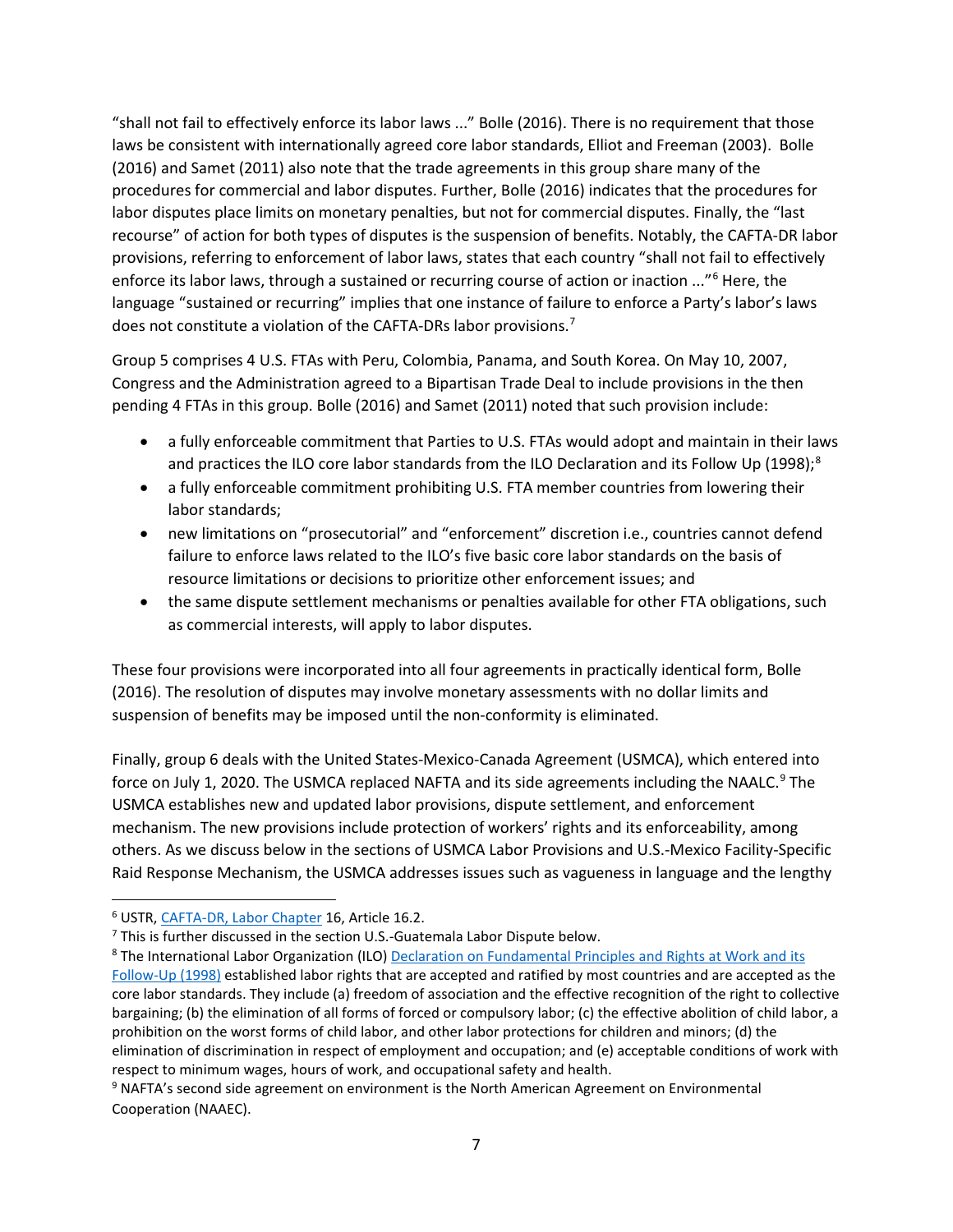"shall not fail to effectively enforce its labor laws ..." Bolle (2016). There is no requirement that those laws be consistent with internationally agreed core labor standards, Elliot and Freeman (2003). Bolle (2016) and Samet (2011) also note that the trade agreements in this group share many of the procedures for commercial and labor disputes. Further, Bolle (2016) indicates that the procedures for labor disputes place limits on monetary penalties, but not for commercial disputes. Finally, the "last recourse" of action for both types of disputes is the suspension of benefits. Notably, the CAFTA-DR labor provisions, referring to enforcement of labor laws, states that each country "shall not fail to effectively enforce its labor laws, through a sustained or recurring course of action or inaction ..."[6] Here, the language "sustained or recurring" implies that one instance of failure to enforce a Party's labor's laws does not constitute a violation of the CAFTA-DRs labor provisions.[7]

Group 5 comprises 4 U.S. FTAs with Peru, Colombia, Panama, and South Korea. On May 10, 2007, Congress and the Administration agreed to a Bipartisan Trade Deal to include provisions in the then pending 4 FTAs in this group. Bolle (2016) and Samet (2011) noted that such provision include:

- a fully enforceable commitment that Parties to U.S. FTAs would adopt and maintain in their laws and practices the ILO core labor standards from the ILO Declaration and its Follow Up (1998);[8]
- a fully enforceable commitment prohibiting U.S. FTA member countries from lowering their labor standards;
- new limitations on "prosecutorial" and "enforcement" discretion i.e., countries cannot defend failure to enforce laws related to the ILO's five basic core labor standards on the basis of resource limitations or decisions to prioritize other enforcement issues; and
- the same dispute settlement mechanisms or penalties available for other FTA obligations, such as commercial interests, will apply to labor disputes.

These four provisions were incorporated into all four agreements in practically identical form, Bolle (2016). The resolution of disputes may involve monetary assessments with no dollar limits and suspension of benefits may be imposed until the non-conformity is eliminated.

Finally, group 6 deals with the United States-Mexico-Canada Agreement (USMCA), which entered into force on July 1, 2020. The USMCA replaced NAFTA and its side agreements including the NAALC.[9] The USMCA establishes new and updated labor provisions, dispute settlement, and enforcement mechanism. The new provisions include protection of workers' rights and its enforceability, among others. As we discuss below in the sections of USMCA Labor Provisions and U.S.-Mexico Facility-Specific Raid Response Mechanism, the USMCA addresses issues such as vagueness in language and the lengthy

---

[6] USTR, CAFTA-DR, Labor Chapter 16, Article 16.2.

[7] This is further discussed in the section U.S.-Guatemala Labor Dispute below.

[8] The International Labor Organization (ILO) Declaration on Fundamental Principles and Rights at Work and its Follow-Up (1998) established labor rights that are accepted and ratified by most countries and are accepted as the core labor standards. They include (a) freedom of association and the effective recognition of the right to collective bargaining; (b) the elimination of all forms of forced or compulsory labor; (c) the effective abolition of child labor, a prohibition on the worst forms of child labor, and other labor protections for children and minors; (d) the elimination of discrimination in respect of employment and occupation; and (e) acceptable conditions of work with respect to minimum wages, hours of work, and occupational safety and health.

[9] NAFTA's second side agreement on environment is the North American Agreement on Environmental Cooperation (NAAEC).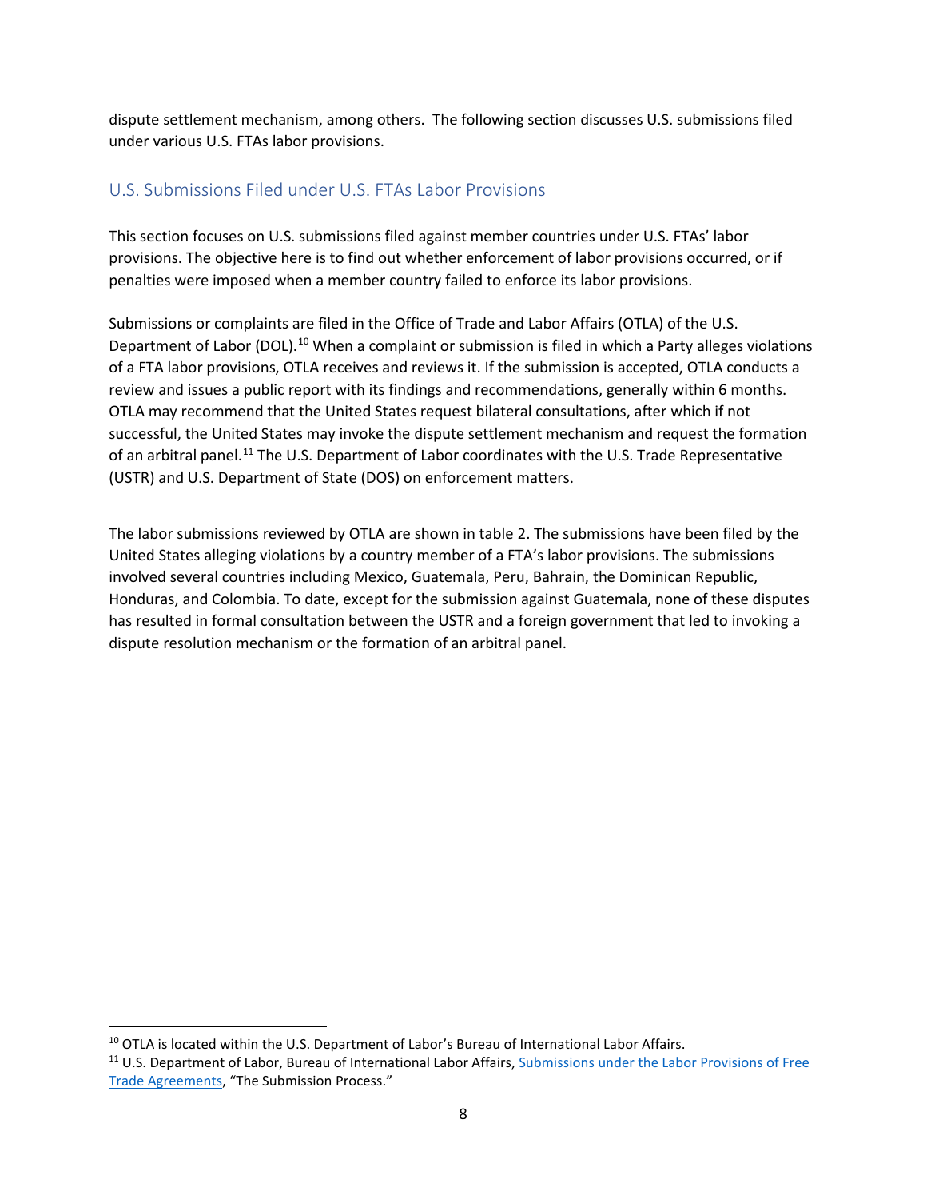dispute settlement mechanism, among others. The following section discusses U.S. submissions filed under various U.S. FTAs labor provisions.

## U.S. Submissions Filed under U.S. FTAs Labor Provisions

This section focuses on U.S. submissions filed against member countries under U.S. FTAs' labor provisions. The objective here is to find out whether enforcement of labor provisions occurred, or if penalties were imposed when a member country failed to enforce its labor provisions.

Submissions or complaints are filed in the Office of Trade and Labor Affairs (OTLA) of the U.S. Department of Labor (DOL).[10] When a complaint or submission is filed in which a Party alleges violations of a FTA labor provisions, OTLA receives and reviews it. If the submission is accepted, OTLA conducts a review and issues a public report with its findings and recommendations, generally within 6 months. OTLA may recommend that the United States request bilateral consultations, after which if not successful, the United States may invoke the dispute settlement mechanism and request the formation of an arbitral panel.[11] The U.S. Department of Labor coordinates with the U.S. Trade Representative (USTR) and U.S. Department of State (DOS) on enforcement matters.

The labor submissions reviewed by OTLA are shown in table 2. The submissions have been filed by the United States alleging violations by a country member of a FTA's labor provisions. The submissions involved several countries including Mexico, Guatemala, Peru, Bahrain, the Dominican Republic, Honduras, and Colombia. To date, except for the submission against Guatemala, none of these disputes has resulted in formal consultation between the USTR and a foreign government that led to invoking a dispute resolution mechanism or the formation of an arbitral panel.

[10] OTLA is located within the U.S. Department of Labor's Bureau of International Labor Affairs.

[11] U.S. Department of Labor, Bureau of International Labor Affairs, Submissions under the Labor Provisions of Free Trade Agreements, "The Submission Process."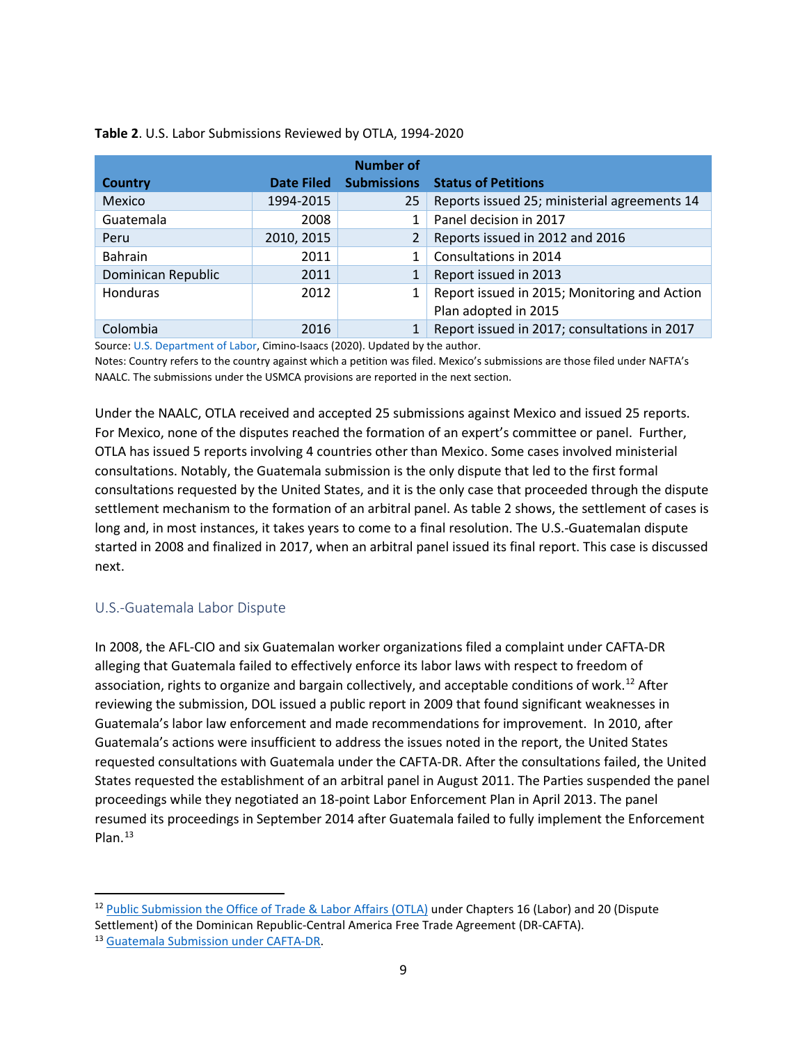**Table 2**. U.S. Labor Submissions Reviewed by OTLA, 1994-2020

| Country | Date Filed | Number of Submissions | Status of Petitions |
|---|---|---|---|
| Mexico | 1994-2015 | 25 | Reports issued 25; ministerial agreements 14 |
| Guatemala | 2008 | 1 | Panel decision in 2017 |
| Peru | 2010, 2015 | 2 | Reports issued in 2012 and 2016 |
| Bahrain | 2011 | 1 | Consultations in 2014 |
| Dominican Republic | 2011 | 1 | Report issued in 2013 |
| Honduras | 2012 | 1 | Report issued in 2015; Monitoring and Action Plan adopted in 2015 |
| Colombia | 2016 | 1 | Report issued in 2017; consultations in 2017 |

Source: U.S. Department of Labor, Cimino-Isaacs (2020). Updated by the author.
Notes: Country refers to the country against which a petition was filed. Mexico's submissions are those filed under NAFTA's NAALC. The submissions under the USMCA provisions are reported in the next section.

Under the NAALC, OTLA received and accepted 25 submissions against Mexico and issued 25 reports. For Mexico, none of the disputes reached the formation of an expert's committee or panel. Further, OTLA has issued 5 reports involving 4 countries other than Mexico. Some cases involved ministerial consultations. Notably, the Guatemala submission is the only dispute that led to the first formal consultations requested by the United States, and it is the only case that proceeded through the dispute settlement mechanism to the formation of an arbitral panel. As table 2 shows, the settlement of cases is long and, in most instances, it takes years to come to a final resolution. The U.S.-Guatemalan dispute started in 2008 and finalized in 2017, when an arbitral panel issued its final report. This case is discussed next.

## U.S.-Guatemala Labor Dispute

In 2008, the AFL-CIO and six Guatemalan worker organizations filed a complaint under CAFTA-DR alleging that Guatemala failed to effectively enforce its labor laws with respect to freedom of association, rights to organize and bargain collectively, and acceptable conditions of work.[12] After reviewing the submission, DOL issued a public report in 2009 that found significant weaknesses in Guatemala's labor law enforcement and made recommendations for improvement. In 2010, after Guatemala's actions were insufficient to address the issues noted in the report, the United States requested consultations with Guatemala under the CAFTA-DR. After the consultations failed, the United States requested the establishment of an arbitral panel in August 2011. The Parties suspended the panel proceedings while they negotiated an 18-point Labor Enforcement Plan in April 2013. The panel resumed its proceedings in September 2014 after Guatemala failed to fully implement the Enforcement Plan.[13]

[12] Public Submission the Office of Trade & Labor Affairs (OTLA) under Chapters 16 (Labor) and 20 (Dispute Settlement) of the Dominican Republic-Central America Free Trade Agreement (DR-CAFTA).

[13] Guatemala Submission under CAFTA-DR.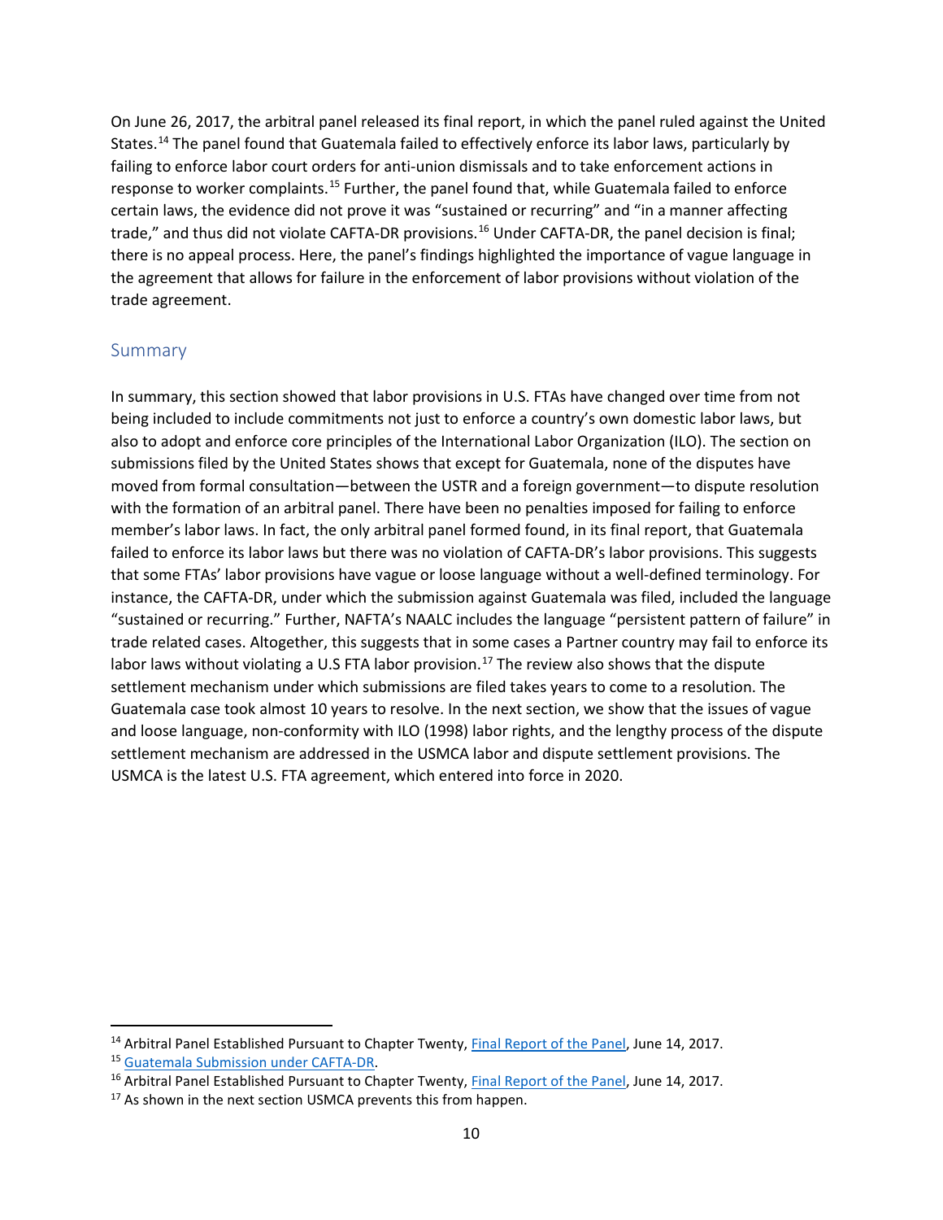On June 26, 2017, the arbitral panel released its final report, in which the panel ruled against the United States.[14] The panel found that Guatemala failed to effectively enforce its labor laws, particularly by failing to enforce labor court orders for anti-union dismissals and to take enforcement actions in response to worker complaints.[15] Further, the panel found that, while Guatemala failed to enforce certain laws, the evidence did not prove it was "sustained or recurring" and "in a manner affecting trade," and thus did not violate CAFTA-DR provisions.[16] Under CAFTA-DR, the panel decision is final; there is no appeal process. Here, the panel's findings highlighted the importance of vague language in the agreement that allows for failure in the enforcement of labor provisions without violation of the trade agreement.

## Summary

In summary, this section showed that labor provisions in U.S. FTAs have changed over time from not being included to include commitments not just to enforce a country's own domestic labor laws, but also to adopt and enforce core principles of the International Labor Organization (ILO). The section on submissions filed by the United States shows that except for Guatemala, none of the disputes have moved from formal consultation—between the USTR and a foreign government—to dispute resolution with the formation of an arbitral panel. There have been no penalties imposed for failing to enforce member's labor laws. In fact, the only arbitral panel formed found, in its final report, that Guatemala failed to enforce its labor laws but there was no violation of CAFTA-DR's labor provisions. This suggests that some FTAs' labor provisions have vague or loose language without a well-defined terminology. For instance, the CAFTA-DR, under which the submission against Guatemala was filed, included the language "sustained or recurring." Further, NAFTA's NAALC includes the language "persistent pattern of failure" in trade related cases. Altogether, this suggests that in some cases a Partner country may fail to enforce its labor laws without violating a U.S FTA labor provision.[17] The review also shows that the dispute settlement mechanism under which submissions are filed takes years to come to a resolution. The Guatemala case took almost 10 years to resolve. In the next section, we show that the issues of vague and loose language, non-conformity with ILO (1998) labor rights, and the lengthy process of the dispute settlement mechanism are addressed in the USMCA labor and dispute settlement provisions. The USMCA is the latest U.S. FTA agreement, which entered into force in 2020.

---

[14] Arbitral Panel Established Pursuant to Chapter Twenty, Final Report of the Panel, June 14, 2017.

[15] Guatemala Submission under CAFTA-DR.

[16] Arbitral Panel Established Pursuant to Chapter Twenty, Final Report of the Panel, June 14, 2017.

[17] As shown in the next section USMCA prevents this from happen.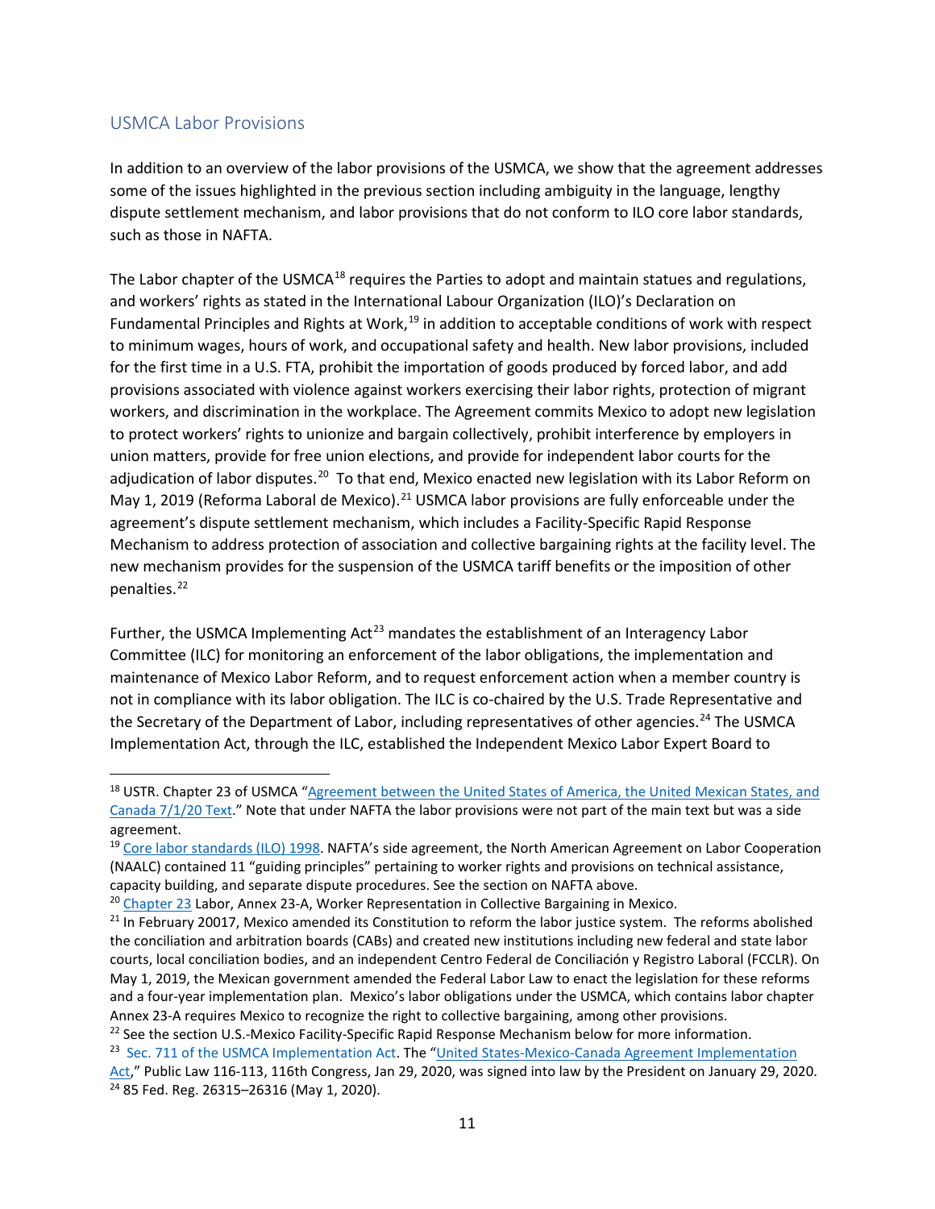## USMCA Labor Provisions

In addition to an overview of the labor provisions of the USMCA, we show that the agreement addresses some of the issues highlighted in the previous section including ambiguity in the language, lengthy dispute settlement mechanism, and labor provisions that do not conform to ILO core labor standards, such as those in NAFTA.

The Labor chapter of the USMCA[18] requires the Parties to adopt and maintain statues and regulations, and workers' rights as stated in the International Labour Organization (ILO)'s Declaration on Fundamental Principles and Rights at Work,[19] in addition to acceptable conditions of work with respect to minimum wages, hours of work, and occupational safety and health. New labor provisions, included for the first time in a U.S. FTA, prohibit the importation of goods produced by forced labor, and add provisions associated with violence against workers exercising their labor rights, protection of migrant workers, and discrimination in the workplace. The Agreement commits Mexico to adopt new legislation to protect workers' rights to unionize and bargain collectively, prohibit interference by employers in union matters, provide for free union elections, and provide for independent labor courts for the adjudication of labor disputes.[20] To that end, Mexico enacted new legislation with its Labor Reform on May 1, 2019 (Reforma Laboral de Mexico).[21] USMCA labor provisions are fully enforceable under the agreement's dispute settlement mechanism, which includes a Facility-Specific Rapid Response Mechanism to address protection of association and collective bargaining rights at the facility level. The new mechanism provides for the suspension of the USMCA tariff benefits or the imposition of other penalties.[22]

Further, the USMCA Implementing Act[23] mandates the establishment of an Interagency Labor Committee (ILC) for monitoring an enforcement of the labor obligations, the implementation and maintenance of Mexico Labor Reform, and to request enforcement action when a member country is not in compliance with its labor obligation. The ILC is co-chaired by the U.S. Trade Representative and the Secretary of the Department of Labor, including representatives of other agencies.[24] The USMCA Implementation Act, through the ILC, established the Independent Mexico Labor Expert Board to

---

[18] USTR. Chapter 23 of USMCA "Agreement between the United States of America, the United Mexican States, and Canada 7/1/20 Text." Note that under NAFTA the labor provisions were not part of the main text but was a side agreement.

[19] Core labor standards (ILO) 1998. NAFTA's side agreement, the North American Agreement on Labor Cooperation (NAALC) contained 11 "guiding principles" pertaining to worker rights and provisions on technical assistance, capacity building, and separate dispute procedures. See the section on NAFTA above.

[20] Chapter 23 Labor, Annex 23-A, Worker Representation in Collective Bargaining in Mexico.

[21] In February 20017, Mexico amended its Constitution to reform the labor justice system. The reforms abolished the conciliation and arbitration boards (CABs) and created new institutions including new federal and state labor courts, local conciliation bodies, and an independent Centro Federal de Conciliación y Registro Laboral (FCCLR). On May 1, 2019, the Mexican government amended the Federal Labor Law to enact the legislation for these reforms and a four-year implementation plan. Mexico's labor obligations under the USMCA, which contains labor chapter Annex 23-A requires Mexico to recognize the right to collective bargaining, among other provisions.

[22] See the section U.S.-Mexico Facility-Specific Rapid Response Mechanism below for more information.

[23] Sec. 711 of the USMCA Implementation Act. The "United States-Mexico-Canada Agreement Implementation Act," Public Law 116-113, 116th Congress, Jan 29, 2020, was signed into law by the President on January 29, 2020.

[24] 85 Fed. Reg. 26315–26316 (May 1, 2020).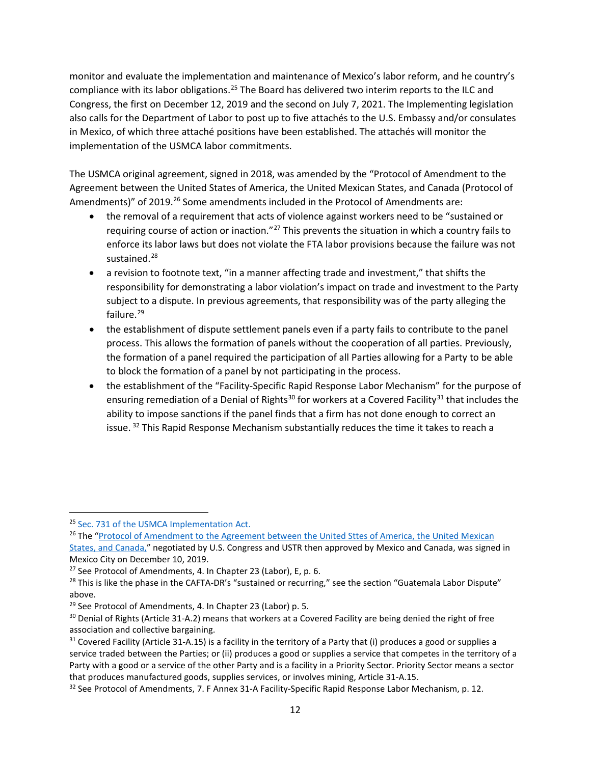monitor and evaluate the implementation and maintenance of Mexico's labor reform, and he country's compliance with its labor obligations.[25] The Board has delivered two interim reports to the ILC and Congress, the first on December 12, 2019 and the second on July 7, 2021. The Implementing legislation also calls for the Department of Labor to post up to five attachés to the U.S. Embassy and/or consulates in Mexico, of which three attaché positions have been established. The attachés will monitor the implementation of the USMCA labor commitments.

The USMCA original agreement, signed in 2018, was amended by the "Protocol of Amendment to the Agreement between the United States of America, the United Mexican States, and Canada (Protocol of Amendments)" of 2019.[26] Some amendments included in the Protocol of Amendments are:

- the removal of a requirement that acts of violence against workers need to be "sustained or requiring course of action or inaction."[27] This prevents the situation in which a country fails to enforce its labor laws but does not violate the FTA labor provisions because the failure was not sustained.[28]
- a revision to footnote text, "in a manner affecting trade and investment," that shifts the responsibility for demonstrating a labor violation's impact on trade and investment to the Party subject to a dispute. In previous agreements, that responsibility was of the party alleging the failure.[29]
- the establishment of dispute settlement panels even if a party fails to contribute to the panel process. This allows the formation of panels without the cooperation of all parties. Previously, the formation of a panel required the participation of all Parties allowing for a Party to be able to block the formation of a panel by not participating in the process.
- the establishment of the "Facility-Specific Rapid Response Labor Mechanism" for the purpose of ensuring remediation of a Denial of Rights[30] for workers at a Covered Facility[31] that includes the ability to impose sanctions if the panel finds that a firm has not done enough to correct an issue. [32] This Rapid Response Mechanism substantially reduces the time it takes to reach a

---

[25] Sec. 731 of the USMCA Implementation Act.

[26] The "Protocol of Amendment to the Agreement between the United Sttes of America, the United Mexican States, and Canada," negotiated by U.S. Congress and USTR then approved by Mexico and Canada, was signed in Mexico City on December 10, 2019.

[27] See Protocol of Amendments, 4. In Chapter 23 (Labor), E, p. 6.

[28] This is like the phase in the CAFTA-DR's "sustained or recurring," see the section "Guatemala Labor Dispute" above.

[29] See Protocol of Amendments, 4. In Chapter 23 (Labor) p. 5.

[30] Denial of Rights (Article 31-A.2) means that workers at a Covered Facility are being denied the right of free association and collective bargaining.

[31] Covered Facility (Article 31-A.15) is a facility in the territory of a Party that (i) produces a good or supplies a service traded between the Parties; or (ii) produces a good or supplies a service that competes in the territory of a Party with a good or a service of the other Party and is a facility in a Priority Sector. Priority Sector means a sector that produces manufactured goods, supplies services, or involves mining, Article 31-A.15.

[32] See Protocol of Amendments, 7. F Annex 31-A Facility-Specific Rapid Response Labor Mechanism, p. 12.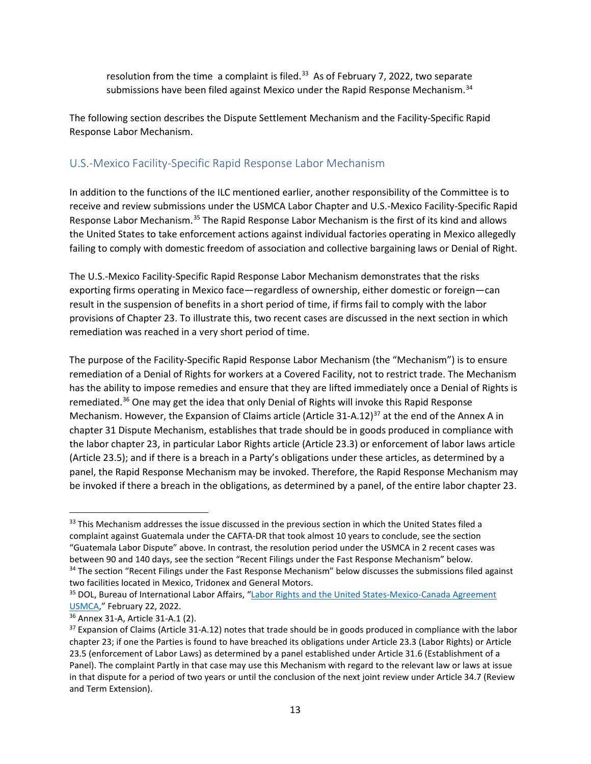resolution from the time a complaint is filed.[33] As of February 7, 2022, two separate submissions have been filed against Mexico under the Rapid Response Mechanism.[34]

The following section describes the Dispute Settlement Mechanism and the Facility-Specific Rapid Response Labor Mechanism.

## U.S.-Mexico Facility-Specific Rapid Response Labor Mechanism

In addition to the functions of the ILC mentioned earlier, another responsibility of the Committee is to receive and review submissions under the USMCA Labor Chapter and U.S.-Mexico Facility-Specific Rapid Response Labor Mechanism.[35] The Rapid Response Labor Mechanism is the first of its kind and allows the United States to take enforcement actions against individual factories operating in Mexico allegedly failing to comply with domestic freedom of association and collective bargaining laws or Denial of Right.

The U.S.-Mexico Facility-Specific Rapid Response Labor Mechanism demonstrates that the risks exporting firms operating in Mexico face—regardless of ownership, either domestic or foreign—can result in the suspension of benefits in a short period of time, if firms fail to comply with the labor provisions of Chapter 23. To illustrate this, two recent cases are discussed in the next section in which remediation was reached in a very short period of time.

The purpose of the Facility-Specific Rapid Response Labor Mechanism (the "Mechanism") is to ensure remediation of a Denial of Rights for workers at a Covered Facility, not to restrict trade. The Mechanism has the ability to impose remedies and ensure that they are lifted immediately once a Denial of Rights is remediated.[36] One may get the idea that only Denial of Rights will invoke this Rapid Response Mechanism. However, the Expansion of Claims article (Article 31-A.12)[37] at the end of the Annex A in chapter 31 Dispute Mechanism, establishes that trade should be in goods produced in compliance with the labor chapter 23, in particular Labor Rights article (Article 23.3) or enforcement of labor laws article (Article 23.5); and if there is a breach in a Party's obligations under these articles, as determined by a panel, the Rapid Response Mechanism may be invoked. Therefore, the Rapid Response Mechanism may be invoked if there a breach in the obligations, as determined by a panel, of the entire labor chapter 23.

---

[33] This Mechanism addresses the issue discussed in the previous section in which the United States filed a complaint against Guatemala under the CAFTA-DR that took almost 10 years to conclude, see the section "Guatemala Labor Dispute" above. In contrast, the resolution period under the USMCA in 2 recent cases was between 90 and 140 days, see the section "Recent Filings under the Fast Response Mechanism" below.

[34] The section "Recent Filings under the Fast Response Mechanism" below discusses the submissions filed against two facilities located in Mexico, Tridonex and General Motors.

[35] DOL, Bureau of International Labor Affairs, "Labor Rights and the United States-Mexico-Canada Agreement USMCA," February 22, 2022.

[36] Annex 31-A, Article 31-A.1 (2).

[37] Expansion of Claims (Article 31-A.12) notes that trade should be in goods produced in compliance with the labor chapter 23; if one the Parties is found to have breached its obligations under Article 23.3 (Labor Rights) or Article 23.5 (enforcement of Labor Laws) as determined by a panel established under Article 31.6 (Establishment of a Panel). The complaint Partly in that case may use this Mechanism with regard to the relevant law or laws at issue in that dispute for a period of two years or until the conclusion of the next joint review under Article 34.7 (Review and Term Extension).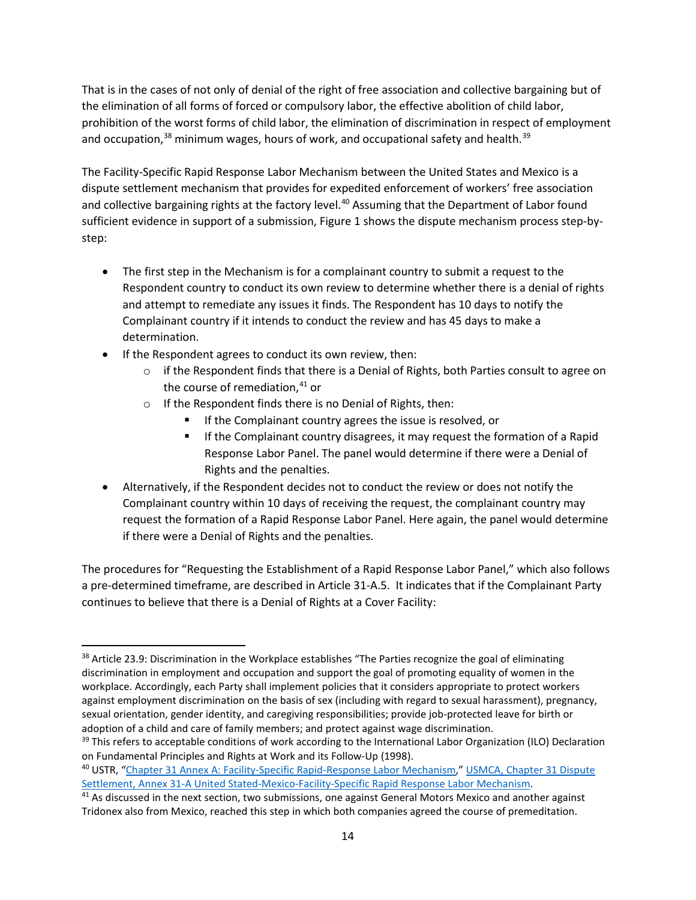That is in the cases of not only of denial of the right of free association and collective bargaining but of the elimination of all forms of forced or compulsory labor, the effective abolition of child labor, prohibition of the worst forms of child labor, the elimination of discrimination in respect of employment and occupation,[38] minimum wages, hours of work, and occupational safety and health.[39]

The Facility-Specific Rapid Response Labor Mechanism between the United States and Mexico is a dispute settlement mechanism that provides for expedited enforcement of workers' free association and collective bargaining rights at the factory level.[40] Assuming that the Department of Labor found sufficient evidence in support of a submission, Figure 1 shows the dispute mechanism process step-by-step:

- The first step in the Mechanism is for a complainant country to submit a request to the Respondent country to conduct its own review to determine whether there is a denial of rights and attempt to remediate any issues it finds. The Respondent has 10 days to notify the Complainant country if it intends to conduct the review and has 45 days to make a determination.
- If the Respondent agrees to conduct its own review, then:
  - if the Respondent finds that there is a Denial of Rights, both Parties consult to agree on the course of remediation,[41] or
  - If the Respondent finds there is no Denial of Rights, then:
    - If the Complainant country agrees the issue is resolved, or
    - If the Complainant country disagrees, it may request the formation of a Rapid Response Labor Panel. The panel would determine if there were a Denial of Rights and the penalties.
- Alternatively, if the Respondent decides not to conduct the review or does not notify the Complainant country within 10 days of receiving the request, the complainant country may request the formation of a Rapid Response Labor Panel. Here again, the panel would determine if there were a Denial of Rights and the penalties.

The procedures for "Requesting the Establishment of a Rapid Response Labor Panel," which also follows a pre-determined timeframe, are described in Article 31-A.5. It indicates that if the Complainant Party continues to believe that there is a Denial of Rights at a Cover Facility:

---

[38] Article 23.9: Discrimination in the Workplace establishes "The Parties recognize the goal of eliminating discrimination in employment and occupation and support the goal of promoting equality of women in the workplace. Accordingly, each Party shall implement policies that it considers appropriate to protect workers against employment discrimination on the basis of sex (including with regard to sexual harassment), pregnancy, sexual orientation, gender identity, and caregiving responsibilities; provide job-protected leave for birth or adoption of a child and care of family members; and protect against wage discrimination.

[39] This refers to acceptable conditions of work according to the International Labor Organization (ILO) Declaration on Fundamental Principles and Rights at Work and its Follow-Up (1998).

[40] USTR, "Chapter 31 Annex A: Facility-Specific Rapid-Response Labor Mechanism," USMCA, Chapter 31 Dispute Settlement, Annex 31-A United Stated-Mexico-Facility-Specific Rapid Response Labor Mechanism.

[41] As discussed in the next section, two submissions, one against General Motors Mexico and another against Tridonex also from Mexico, reached this step in which both companies agreed the course of premeditation.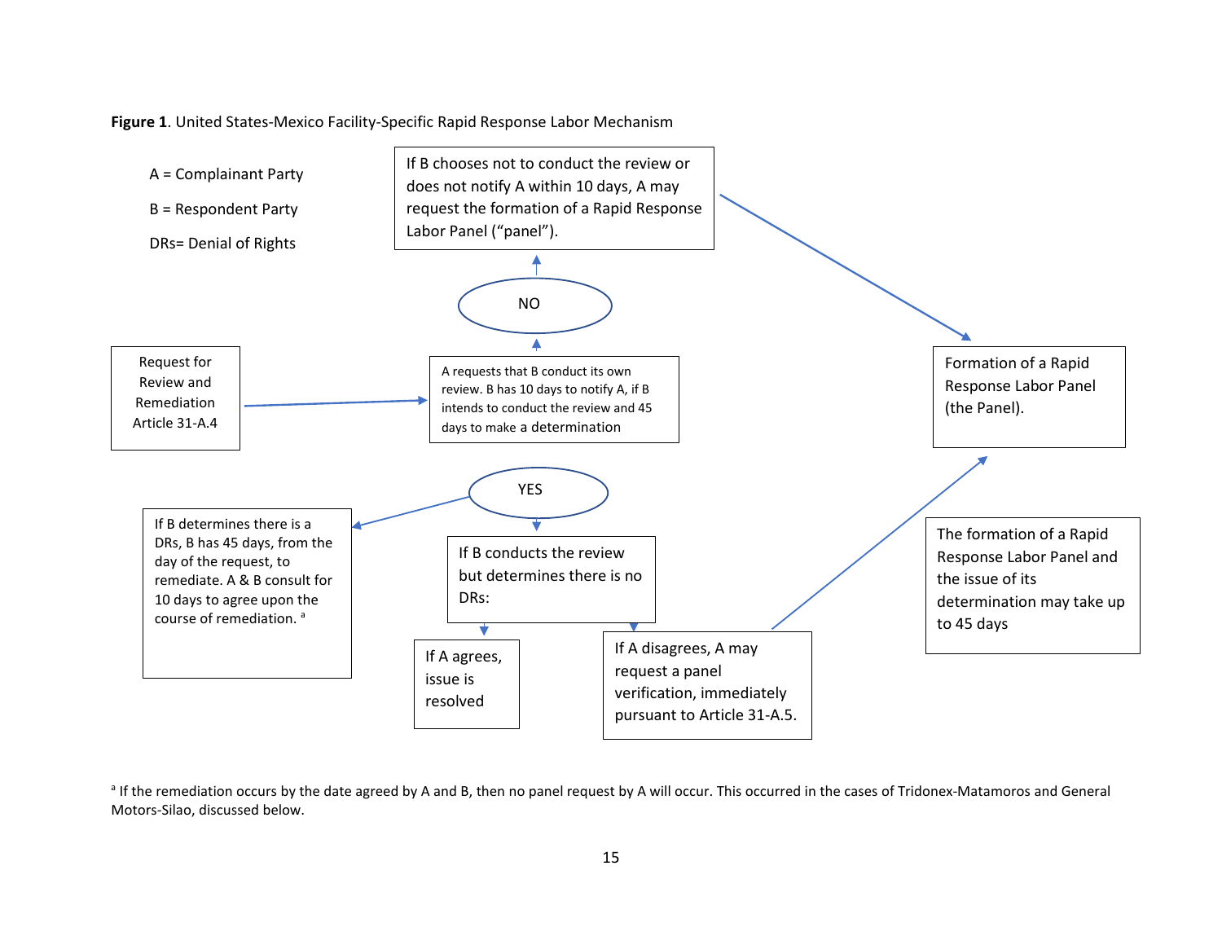**Figure 1**. United States-Mexico Facility-Specific Rapid Response Labor Mechanism

A = Complainant Party

B = Respondent Party

DRs= Denial of Rights

Request for Review and Remediation Article 31-A.4

A requests that B conduct its own review. B has 10 days to notify A, if B intends to conduct the review and 45 days to make a determination

NO

If B chooses not to conduct the review or does not notify A within 10 days, A may request the formation of a Rapid Response Labor Panel ("panel").

Formation of a Rapid Response Labor Panel (the Panel).

YES

If B determines there is a DRs, B has 45 days, from the day of the request, to remediate. A & B consult for 10 days to agree upon the course of remediation. [a]

If B conducts the review but determines there is no DRs:

If A agrees, issue is resolved

If A disagrees, A may request a panel verification, immediately pursuant to Article 31-A.5.

The formation of a Rapid Response Labor Panel and the issue of its determination may take up to 45 days

[a] If the remediation occurs by the date agreed by A and B, then no panel request by A will occur. This occurred in the cases of Tridonex-Matamoros and General Motors-Silao, discussed below.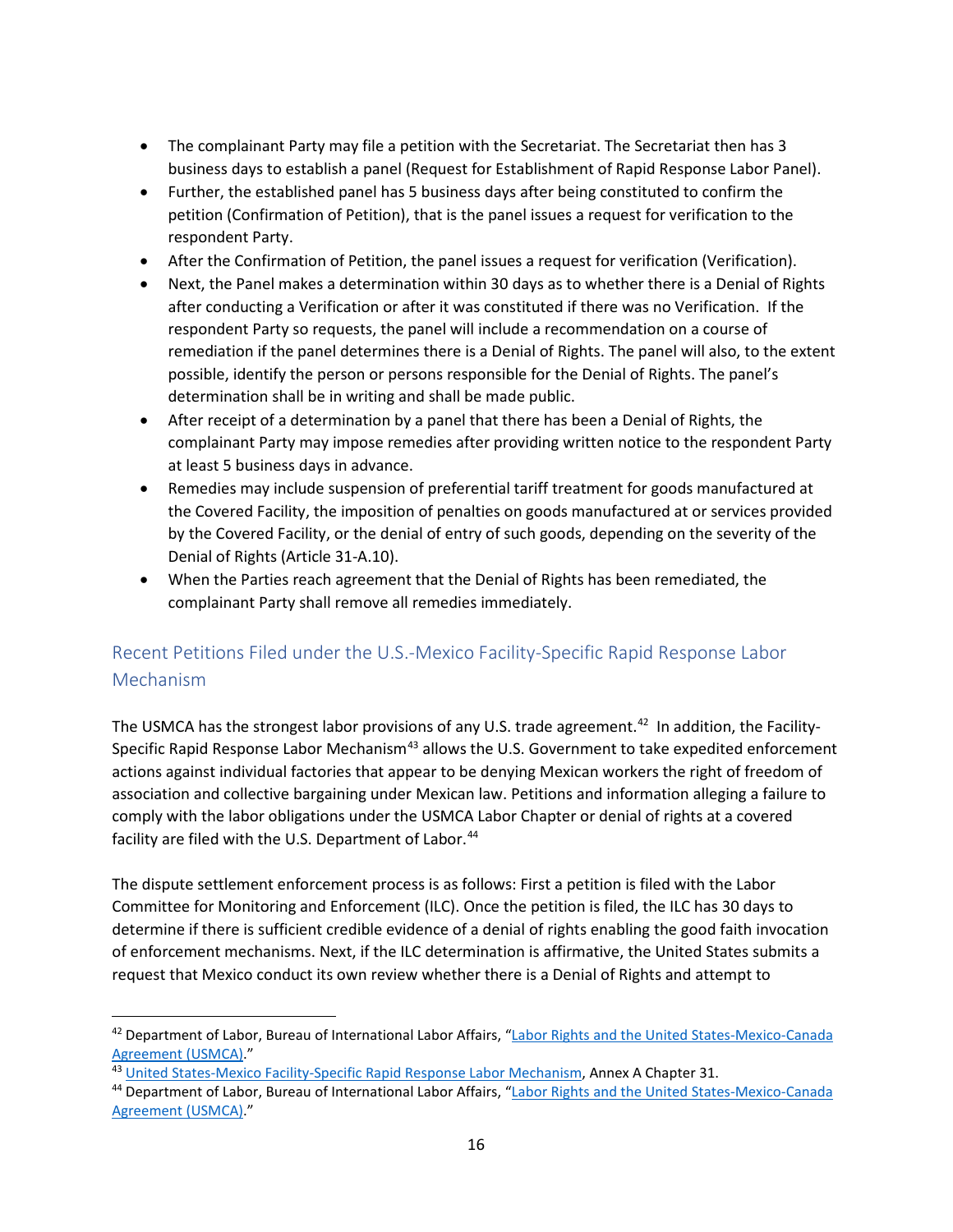- The complainant Party may file a petition with the Secretariat. The Secretariat then has 3 business days to establish a panel (Request for Establishment of Rapid Response Labor Panel).
- Further, the established panel has 5 business days after being constituted to confirm the petition (Confirmation of Petition), that is the panel issues a request for verification to the respondent Party.
- After the Confirmation of Petition, the panel issues a request for verification (Verification).
- Next, the Panel makes a determination within 30 days as to whether there is a Denial of Rights after conducting a Verification or after it was constituted if there was no Verification. If the respondent Party so requests, the panel will include a recommendation on a course of remediation if the panel determines there is a Denial of Rights. The panel will also, to the extent possible, identify the person or persons responsible for the Denial of Rights. The panel's determination shall be in writing and shall be made public.
- After receipt of a determination by a panel that there has been a Denial of Rights, the complainant Party may impose remedies after providing written notice to the respondent Party at least 5 business days in advance.
- Remedies may include suspension of preferential tariff treatment for goods manufactured at the Covered Facility, the imposition of penalties on goods manufactured at or services provided by the Covered Facility, or the denial of entry of such goods, depending on the severity of the Denial of Rights (Article 31-A.10).
- When the Parties reach agreement that the Denial of Rights has been remediated, the complainant Party shall remove all remedies immediately.

## Recent Petitions Filed under the U.S.-Mexico Facility-Specific Rapid Response Labor Mechanism

The USMCA has the strongest labor provisions of any U.S. trade agreement.[42] In addition, the Facility-Specific Rapid Response Labor Mechanism[43] allows the U.S. Government to take expedited enforcement actions against individual factories that appear to be denying Mexican workers the right of freedom of association and collective bargaining under Mexican law. Petitions and information alleging a failure to comply with the labor obligations under the USMCA Labor Chapter or denial of rights at a covered facility are filed with the U.S. Department of Labor.[44]

The dispute settlement enforcement process is as follows: First a petition is filed with the Labor Committee for Monitoring and Enforcement (ILC). Once the petition is filed, the ILC has 30 days to determine if there is sufficient credible evidence of a denial of rights enabling the good faith invocation of enforcement mechanisms. Next, if the ILC determination is affirmative, the United States submits a request that Mexico conduct its own review whether there is a Denial of Rights and attempt to

---

[42] Department of Labor, Bureau of International Labor Affairs, "Labor Rights and the United States-Mexico-Canada Agreement (USMCA)."

[43] United States-Mexico Facility-Specific Rapid Response Labor Mechanism, Annex A Chapter 31.

[44] Department of Labor, Bureau of International Labor Affairs, "Labor Rights and the United States-Mexico-Canada Agreement (USMCA)."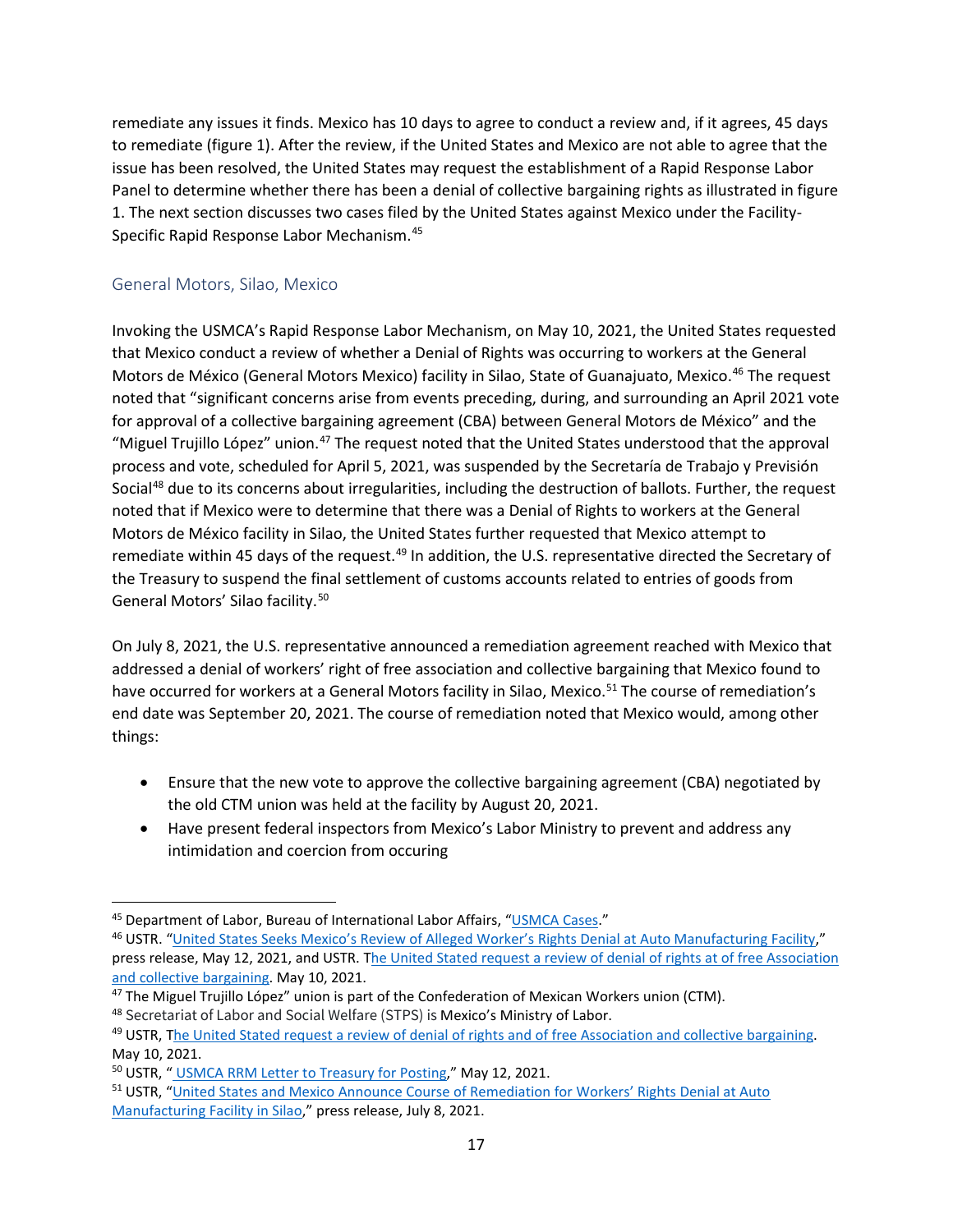remediate any issues it finds. Mexico has 10 days to agree to conduct a review and, if it agrees, 45 days to remediate (figure 1). After the review, if the United States and Mexico are not able to agree that the issue has been resolved, the United States may request the establishment of a Rapid Response Labor Panel to determine whether there has been a denial of collective bargaining rights as illustrated in figure 1. The next section discusses two cases filed by the United States against Mexico under the Facility-Specific Rapid Response Labor Mechanism.[45]

### General Motors, Silao, Mexico

Invoking the USMCA's Rapid Response Labor Mechanism, on May 10, 2021, the United States requested that Mexico conduct a review of whether a Denial of Rights was occurring to workers at the General Motors de México (General Motors Mexico) facility in Silao, State of Guanajuato, Mexico.[46] The request noted that "significant concerns arise from events preceding, during, and surrounding an April 2021 vote for approval of a collective bargaining agreement (CBA) between General Motors de México" and the "Miguel Trujillo López" union.[47] The request noted that the United States understood that the approval process and vote, scheduled for April 5, 2021, was suspended by the Secretaría de Trabajo y Previsión Social[48] due to its concerns about irregularities, including the destruction of ballots. Further, the request noted that if Mexico were to determine that there was a Denial of Rights to workers at the General Motors de México facility in Silao, the United States further requested that Mexico attempt to remediate within 45 days of the request.[49] In addition, the U.S. representative directed the Secretary of the Treasury to suspend the final settlement of customs accounts related to entries of goods from General Motors' Silao facility.[50]

On July 8, 2021, the U.S. representative announced a remediation agreement reached with Mexico that addressed a denial of workers' right of free association and collective bargaining that Mexico found to have occurred for workers at a General Motors facility in Silao, Mexico.[51] The course of remediation's end date was September 20, 2021. The course of remediation noted that Mexico would, among other things:

- Ensure that the new vote to approve the collective bargaining agreement (CBA) negotiated by the old CTM union was held at the facility by August 20, 2021.
- Have present federal inspectors from Mexico's Labor Ministry to prevent and address any intimidation and coercion from occuring

---

[45] Department of Labor, Bureau of International Labor Affairs, "USMCA Cases."

[46] USTR. "United States Seeks Mexico's Review of Alleged Worker's Rights Denial at Auto Manufacturing Facility," press release, May 12, 2021, and USTR. The United Stated request a review of denial of rights at of free Association and collective bargaining. May 10, 2021.

[47] The Miguel Trujillo López" union is part of the Confederation of Mexican Workers union (CTM).

[48] Secretariat of Labor and Social Welfare (STPS) is Mexico's Ministry of Labor.

[49] USTR, The United Stated request a review of denial of rights and of free Association and collective bargaining. May 10, 2021.

[50] USTR, " USMCA RRM Letter to Treasury for Posting," May 12, 2021.

[51] USTR, "United States and Mexico Announce Course of Remediation for Workers' Rights Denial at Auto Manufacturing Facility in Silao," press release, July 8, 2021.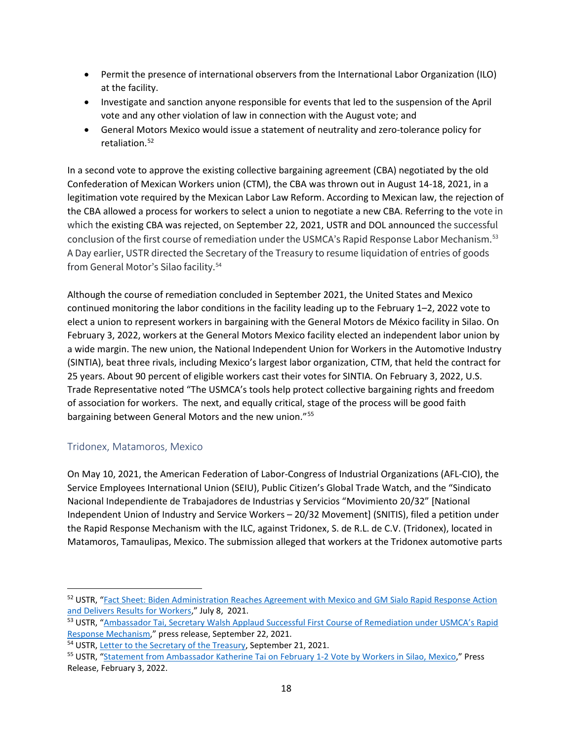- Permit the presence of international observers from the International Labor Organization (ILO) at the facility.
- Investigate and sanction anyone responsible for events that led to the suspension of the April vote and any other violation of law in connection with the August vote; and
- General Motors Mexico would issue a statement of neutrality and zero-tolerance policy for retaliation.[52]

In a second vote to approve the existing collective bargaining agreement (CBA) negotiated by the old Confederation of Mexican Workers union (CTM), the CBA was thrown out in August 14-18, 2021, in a legitimation vote required by the Mexican Labor Law Reform. According to Mexican law, the rejection of the CBA allowed a process for workers to select a union to negotiate a new CBA. Referring to the vote in which the existing CBA was rejected, on September 22, 2021, USTR and DOL announced the successful conclusion of the first course of remediation under the USMCA's Rapid Response Labor Mechanism.[53] A Day earlier, USTR directed the Secretary of the Treasury to resume liquidation of entries of goods from General Motor's Silao facility.[54]

Although the course of remediation concluded in September 2021, the United States and Mexico continued monitoring the labor conditions in the facility leading up to the February 1–2, 2022 vote to elect a union to represent workers in bargaining with the General Motors de México facility in Silao. On February 3, 2022, workers at the General Motors Mexico facility elected an independent labor union by a wide margin. The new union, the National Independent Union for Workers in the Automotive Industry (SINTIA), beat three rivals, including Mexico's largest labor organization, CTM, that held the contract for 25 years. About 90 percent of eligible workers cast their votes for SINTIA. On February 3, 2022, U.S. Trade Representative noted "The USMCA's tools help protect collective bargaining rights and freedom of association for workers. The next, and equally critical, stage of the process will be good faith bargaining between General Motors and the new union."[55]

### Tridonex, Matamoros, Mexico

On May 10, 2021, the American Federation of Labor-Congress of Industrial Organizations (AFL-CIO), the Service Employees International Union (SEIU), Public Citizen's Global Trade Watch, and the "Sindicato Nacional Independiente de Trabajadores de Industrias y Servicios "Movimiento 20/32" [National Independent Union of Industry and Service Workers – 20/32 Movement] (SNITIS), filed a petition under the Rapid Response Mechanism with the ILC, against Tridonex, S. de R.L. de C.V. (Tridonex), located in Matamoros, Tamaulipas, Mexico. The submission alleged that workers at the Tridonex automotive parts

---

[52] USTR, "Fact Sheet: Biden Administration Reaches Agreement with Mexico and GM Sialo Rapid Response Action and Delivers Results for Workers," July 8, 2021.

[53] USTR, "Ambassador Tai, Secretary Walsh Applaud Successful First Course of Remediation under USMCA's Rapid Response Mechanism," press release, September 22, 2021.

[54] USTR, Letter to the Secretary of the Treasury, September 21, 2021.

[55] USTR, "Statement from Ambassador Katherine Tai on February 1-2 Vote by Workers in Silao, Mexico," Press Release, February 3, 2022.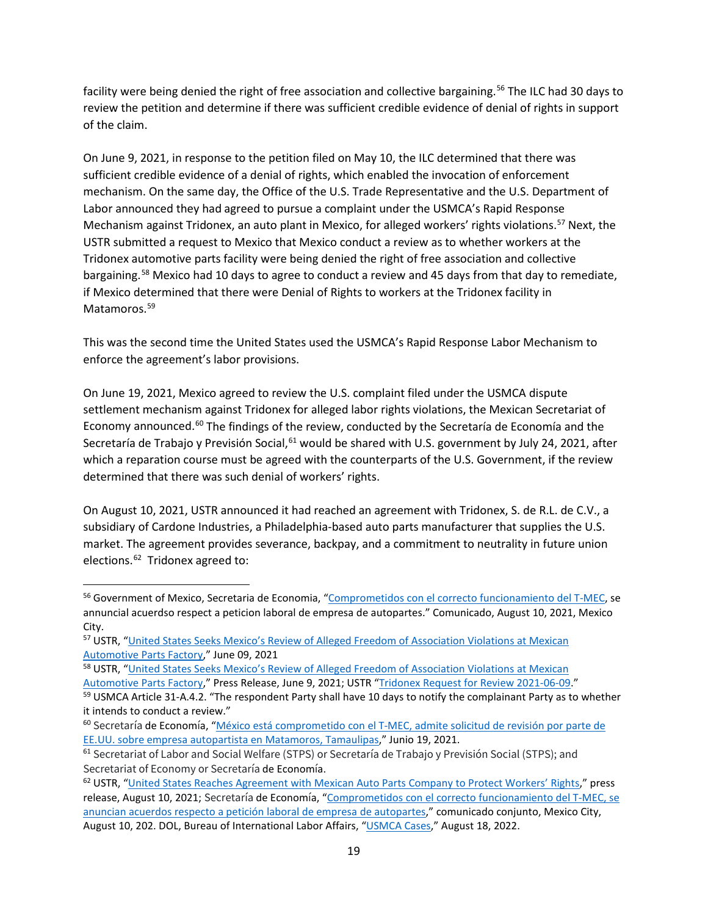facility were being denied the right of free association and collective bargaining.[56] The ILC had 30 days to review the petition and determine if there was sufficient credible evidence of denial of rights in support of the claim.

On June 9, 2021, in response to the petition filed on May 10, the ILC determined that there was sufficient credible evidence of a denial of rights, which enabled the invocation of enforcement mechanism. On the same day, the Office of the U.S. Trade Representative and the U.S. Department of Labor announced they had agreed to pursue a complaint under the USMCA's Rapid Response Mechanism against Tridonex, an auto plant in Mexico, for alleged workers' rights violations.[57] Next, the USTR submitted a request to Mexico that Mexico conduct a review as to whether workers at the Tridonex automotive parts facility were being denied the right of free association and collective bargaining.[58] Mexico had 10 days to agree to conduct a review and 45 days from that day to remediate, if Mexico determined that there were Denial of Rights to workers at the Tridonex facility in Matamoros.[59]

This was the second time the United States used the USMCA's Rapid Response Labor Mechanism to enforce the agreement's labor provisions.

On June 19, 2021, Mexico agreed to review the U.S. complaint filed under the USMCA dispute settlement mechanism against Tridonex for alleged labor rights violations, the Mexican Secretariat of Economy announced.[60] The findings of the review, conducted by the Secretaría de Economía and the Secretaría de Trabajo y Previsión Social,[61] would be shared with U.S. government by July 24, 2021, after which a reparation course must be agreed with the counterparts of the U.S. Government, if the review determined that there was such denial of workers' rights.

On August 10, 2021, USTR announced it had reached an agreement with Tridonex, S. de R.L. de C.V., a subsidiary of Cardone Industries, a Philadelphia-based auto parts manufacturer that supplies the U.S. market. The agreement provides severance, backpay, and a commitment to neutrality in future union elections.[62] Tridonex agreed to:

---

[56] Government of Mexico, Secretaria de Economia, "Comprometidos con el correcto funcionamiento del T-MEC, se annuncial acuerdso respect a peticion laboral de empresa de autopartes." Comunicado, August 10, 2021, Mexico City.

[57] USTR, "United States Seeks Mexico's Review of Alleged Freedom of Association Violations at Mexican Automotive Parts Factory," June 09, 2021

[58] USTR, "United States Seeks Mexico's Review of Alleged Freedom of Association Violations at Mexican Automotive Parts Factory," Press Release, June 9, 2021; USTR "Tridonex Request for Review 2021-06-09."

[59] USMCA Article 31-A.4.2. "The respondent Party shall have 10 days to notify the complainant Party as to whether it intends to conduct a review."

[60] Secretaría de Economía, "México está comprometido con el T-MEC, admite solicitud de revisión por parte de EE.UU. sobre empresa autopartista en Matamoros, Tamaulipas," Junio 19, 2021.

[61] Secretariat of Labor and Social Welfare (STPS) or Secretaría de Trabajo y Previsión Social (STPS); and Secretariat of Economy or Secretaría de Economía.

[62] USTR, "United States Reaches Agreement with Mexican Auto Parts Company to Protect Workers' Rights," press release, August 10, 2021; Secretaría de Economía, "Comprometidos con el correcto funcionamiento del T-MEC, se anuncian acuerdos respecto a petición laboral de empresa de autopartes," comunicado conjunto, Mexico City, August 10, 202. DOL, Bureau of International Labor Affairs, "USMCA Cases," August 18, 2022.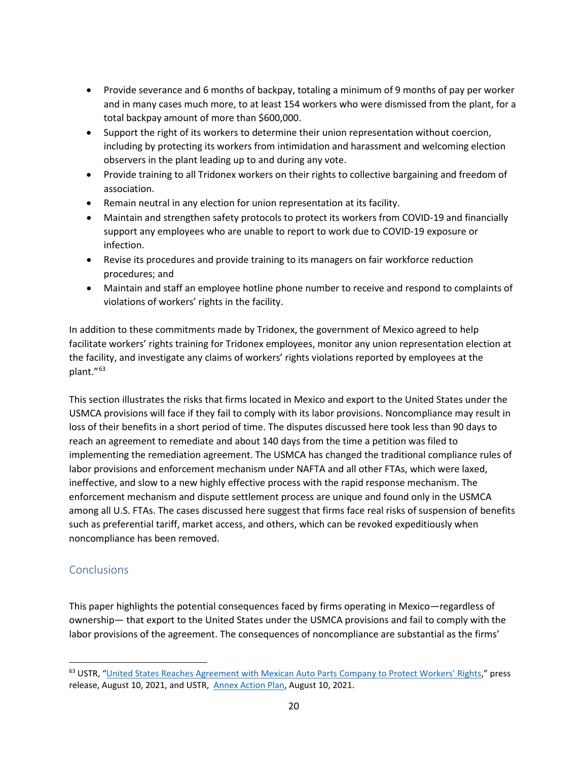- Provide severance and 6 months of backpay, totaling a minimum of 9 months of pay per worker and in many cases much more, to at least 154 workers who were dismissed from the plant, for a total backpay amount of more than $600,000.
- Support the right of its workers to determine their union representation without coercion, including by protecting its workers from intimidation and harassment and welcoming election observers in the plant leading up to and during any vote.
- Provide training to all Tridonex workers on their rights to collective bargaining and freedom of association.
- Remain neutral in any election for union representation at its facility.
- Maintain and strengthen safety protocols to protect its workers from COVID-19 and financially support any employees who are unable to report to work due to COVID-19 exposure or infection.
- Revise its procedures and provide training to its managers on fair workforce reduction procedures; and
- Maintain and staff an employee hotline phone number to receive and respond to complaints of violations of workers' rights in the facility.

In addition to these commitments made by Tridonex, the government of Mexico agreed to help facilitate workers' rights training for Tridonex employees, monitor any union representation election at the facility, and investigate any claims of workers' rights violations reported by employees at the plant."[63]

This section illustrates the risks that firms located in Mexico and export to the United States under the USMCA provisions will face if they fail to comply with its labor provisions. Noncompliance may result in loss of their benefits in a short period of time. The disputes discussed here took less than 90 days to reach an agreement to remediate and about 140 days from the time a petition was filed to implementing the remediation agreement. The USMCA has changed the traditional compliance rules of labor provisions and enforcement mechanism under NAFTA and all other FTAs, which were laxed, ineffective, and slow to a new highly effective process with the rapid response mechanism. The enforcement mechanism and dispute settlement process are unique and found only in the USMCA among all U.S. FTAs. The cases discussed here suggest that firms face real risks of suspension of benefits such as preferential tariff, market access, and others, which can be revoked expeditiously when noncompliance has been removed.

## Conclusions

This paper highlights the potential consequences faced by firms operating in Mexico—regardless of ownership— that export to the United States under the USMCA provisions and fail to comply with the labor provisions of the agreement. The consequences of noncompliance are substantial as the firms'

---

[63] USTR, "United States Reaches Agreement with Mexican Auto Parts Company to Protect Workers' Rights," press release, August 10, 2021, and USTR, Annex Action Plan, August 10, 2021.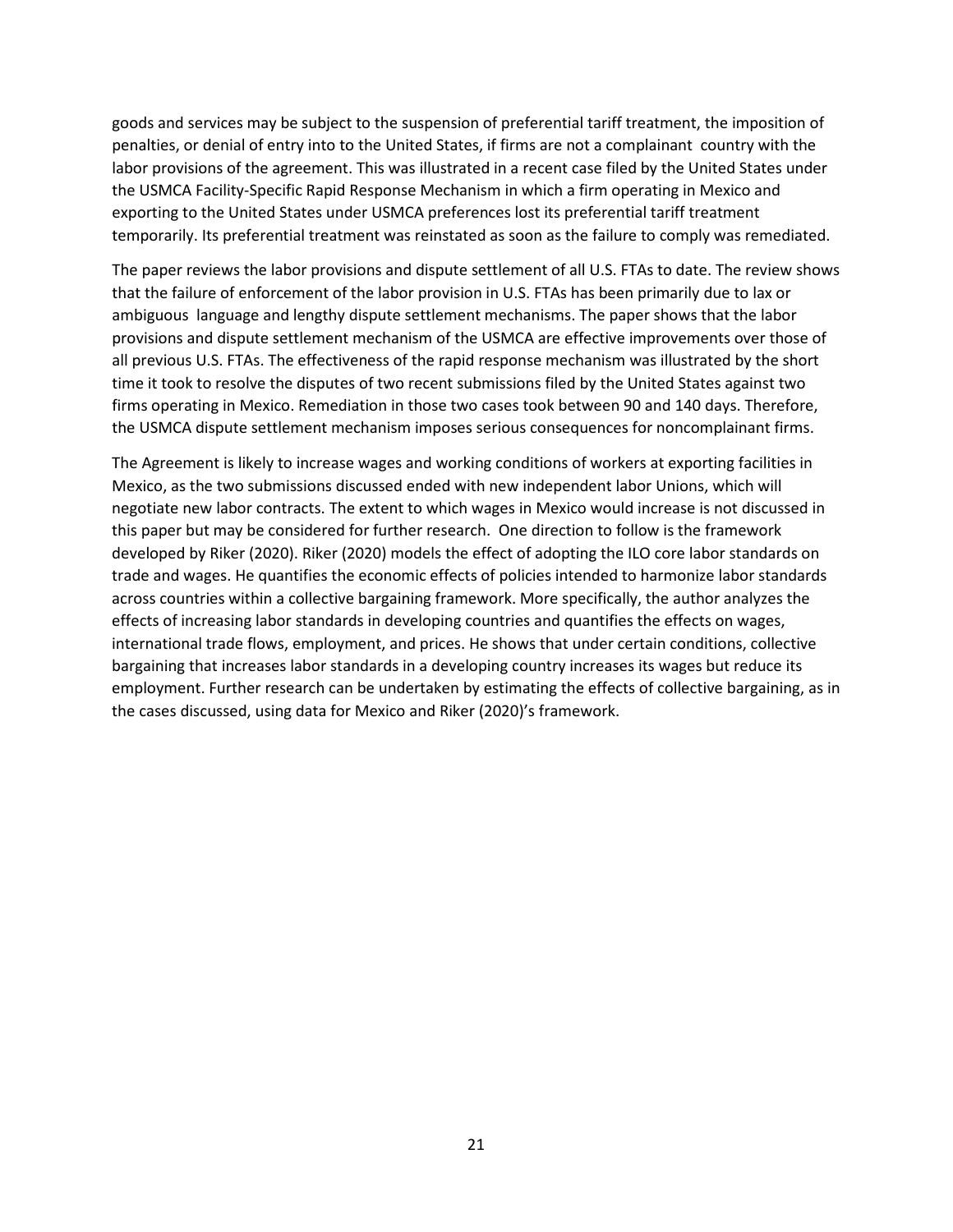goods and services may be subject to the suspension of preferential tariff treatment, the imposition of penalties, or denial of entry into to the United States, if firms are not a complainant country with the labor provisions of the agreement. This was illustrated in a recent case filed by the United States under the USMCA Facility-Specific Rapid Response Mechanism in which a firm operating in Mexico and exporting to the United States under USMCA preferences lost its preferential tariff treatment temporarily. Its preferential treatment was reinstated as soon as the failure to comply was remediated.

The paper reviews the labor provisions and dispute settlement of all U.S. FTAs to date. The review shows that the failure of enforcement of the labor provision in U.S. FTAs has been primarily due to lax or ambiguous language and lengthy dispute settlement mechanisms. The paper shows that the labor provisions and dispute settlement mechanism of the USMCA are effective improvements over those of all previous U.S. FTAs. The effectiveness of the rapid response mechanism was illustrated by the short time it took to resolve the disputes of two recent submissions filed by the United States against two firms operating in Mexico. Remediation in those two cases took between 90 and 140 days. Therefore, the USMCA dispute settlement mechanism imposes serious consequences for noncomplainant firms.

The Agreement is likely to increase wages and working conditions of workers at exporting facilities in Mexico, as the two submissions discussed ended with new independent labor Unions, which will negotiate new labor contracts. The extent to which wages in Mexico would increase is not discussed in this paper but may be considered for further research. One direction to follow is the framework developed by Riker (2020). Riker (2020) models the effect of adopting the ILO core labor standards on trade and wages. He quantifies the economic effects of policies intended to harmonize labor standards across countries within a collective bargaining framework. More specifically, the author analyzes the effects of increasing labor standards in developing countries and quantifies the effects on wages, international trade flows, employment, and prices. He shows that under certain conditions, collective bargaining that increases labor standards in a developing country increases its wages but reduce its employment. Further research can be undertaken by estimating the effects of collective bargaining, as in the cases discussed, using data for Mexico and Riker (2020)'s framework.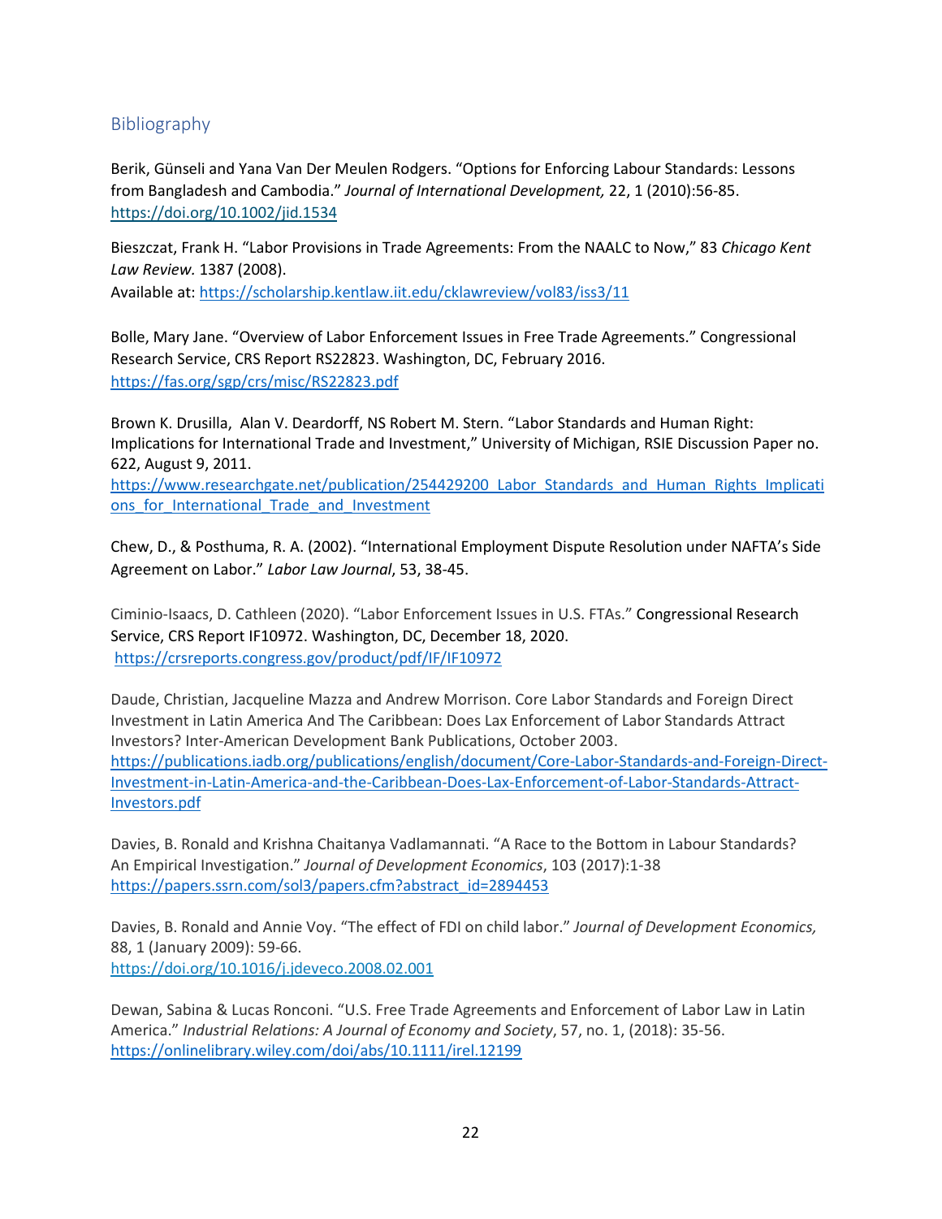## Bibliography

Berik, Günseli and Yana Van Der Meulen Rodgers. "Options for Enforcing Labour Standards: Lessons from Bangladesh and Cambodia." *Journal of International Development,* 22, 1 (2010):56-85. https://doi.org/10.1002/jid.1534

Bieszczat, Frank H. "Labor Provisions in Trade Agreements: From the NAALC to Now," 83 *Chicago Kent Law Review.* 1387 (2008).
Available at: https://scholarship.kentlaw.iit.edu/cklawreview/vol83/iss3/11

Bolle, Mary Jane. "Overview of Labor Enforcement Issues in Free Trade Agreements." Congressional Research Service, CRS Report RS22823. Washington, DC, February 2016.
https://fas.org/sgp/crs/misc/RS22823.pdf

Brown K. Drusilla, Alan V. Deardorff, NS Robert M. Stern. "Labor Standards and Human Right: Implications for International Trade and Investment," University of Michigan, RSIE Discussion Paper no. 622, August 9, 2011.
https://www.researchgate.net/publication/254429200_Labor_Standards_and_Human_Rights_Implications_for_International_Trade_and_Investment

Chew, D., & Posthuma, R. A. (2002). "International Employment Dispute Resolution under NAFTA's Side Agreement on Labor." *Labor Law Journal*, 53, 38-45.

Ciminio-Isaacs, D. Cathleen (2020). "Labor Enforcement Issues in U.S. FTAs." Congressional Research Service, CRS Report IF10972. Washington, DC, December 18, 2020.
https://crsreports.congress.gov/product/pdf/IF/IF10972

Daude, Christian, Jacqueline Mazza and Andrew Morrison. Core Labor Standards and Foreign Direct Investment in Latin America And The Caribbean: Does Lax Enforcement of Labor Standards Attract Investors? Inter-American Development Bank Publications, October 2003.
https://publications.iadb.org/publications/english/document/Core-Labor-Standards-and-Foreign-Direct-Investment-in-Latin-America-and-the-Caribbean-Does-Lax-Enforcement-of-Labor-Standards-Attract-Investors.pdf

Davies, B. Ronald and Krishna Chaitanya Vadlamannati. "A Race to the Bottom in Labour Standards? An Empirical Investigation." *Journal of Development Economics*, 103 (2017):1-38
https://papers.ssrn.com/sol3/papers.cfm?abstract_id=2894453

Davies, B. Ronald and Annie Voy. "The effect of FDI on child labor." *Journal of Development Economics,* 88, 1 (January 2009): 59-66.
https://doi.org/10.1016/j.jdeveco.2008.02.001

Dewan, Sabina & Lucas Ronconi. "U.S. Free Trade Agreements and Enforcement of Labor Law in Latin America." *Industrial Relations: A Journal of Economy and Society*, 57, no. 1, (2018): 35-56.
https://onlinelibrary.wiley.com/doi/abs/10.1111/irel.12199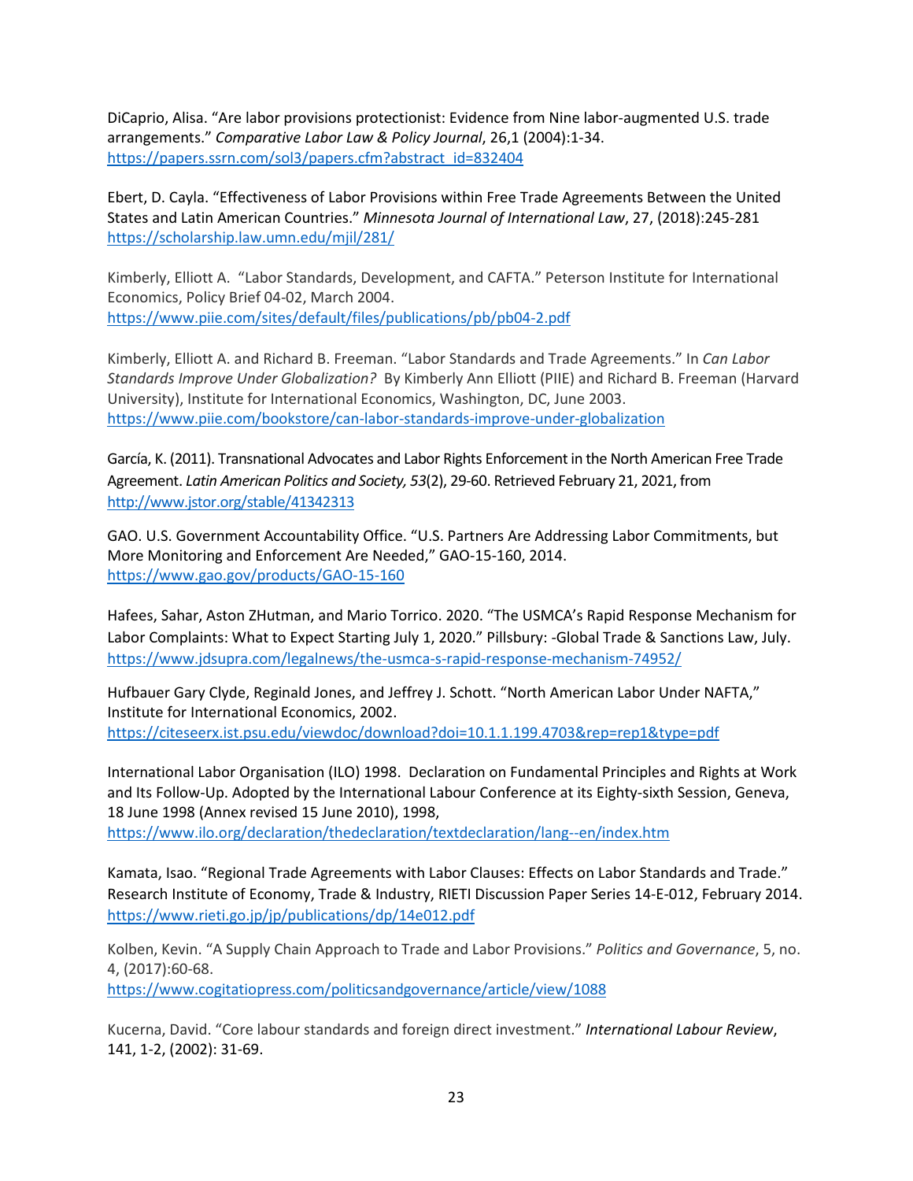DiCaprio, Alisa. "Are labor provisions protectionist: Evidence from Nine labor-augmented U.S. trade arrangements." *Comparative Labor Law & Policy Journal*, 26,1 (2004):1-34. https://papers.ssrn.com/sol3/papers.cfm?abstract_id=832404

Ebert, D. Cayla. "Effectiveness of Labor Provisions within Free Trade Agreements Between the United States and Latin American Countries." *Minnesota Journal of International Law*, 27, (2018):245-281 https://scholarship.law.umn.edu/mjil/281/

Kimberly, Elliott A. "Labor Standards, Development, and CAFTA." Peterson Institute for International Economics, Policy Brief 04-02, March 2004. https://www.piie.com/sites/default/files/publications/pb/pb04-2.pdf

Kimberly, Elliott A. and Richard B. Freeman. "Labor Standards and Trade Agreements." In *Can Labor Standards Improve Under Globalization?* By Kimberly Ann Elliott (PIIE) and Richard B. Freeman (Harvard University), Institute for International Economics, Washington, DC, June 2003. https://www.piie.com/bookstore/can-labor-standards-improve-under-globalization

García, K. (2011). Transnational Advocates and Labor Rights Enforcement in the North American Free Trade Agreement. *Latin American Politics and Society, 53*(2), 29-60. Retrieved February 21, 2021, from http://www.jstor.org/stable/41342313

GAO. U.S. Government Accountability Office. "U.S. Partners Are Addressing Labor Commitments, but More Monitoring and Enforcement Are Needed," GAO-15-160, 2014. https://www.gao.gov/products/GAO-15-160

Hafees, Sahar, Aston ZHutman, and Mario Torrico. 2020. "The USMCA's Rapid Response Mechanism for Labor Complaints: What to Expect Starting July 1, 2020." Pillsbury: -Global Trade & Sanctions Law, July. https://www.jdsupra.com/legalnews/the-usmca-s-rapid-response-mechanism-74952/

Hufbauer Gary Clyde, Reginald Jones, and Jeffrey J. Schott. "North American Labor Under NAFTA," Institute for International Economics, 2002. https://citeseerx.ist.psu.edu/viewdoc/download?doi=10.1.1.199.4703&rep=rep1&type=pdf

International Labor Organisation (ILO) 1998. Declaration on Fundamental Principles and Rights at Work and Its Follow-Up. Adopted by the International Labour Conference at its Eighty-sixth Session, Geneva, 18 June 1998 (Annex revised 15 June 2010), 1998, https://www.ilo.org/declaration/thedeclaration/textdeclaration/lang--en/index.htm

Kamata, Isao. "Regional Trade Agreements with Labor Clauses: Effects on Labor Standards and Trade." Research Institute of Economy, Trade & Industry, RIETI Discussion Paper Series 14-E-012, February 2014. https://www.rieti.go.jp/jp/publications/dp/14e012.pdf

Kolben, Kevin. "A Supply Chain Approach to Trade and Labor Provisions." *Politics and Governance*, 5, no. 4, (2017):60-68. https://www.cogitatiopress.com/politicsandgovernance/article/view/1088

Kucerna, David. "Core labour standards and foreign direct investment." *International Labour Review*, 141, 1-2, (2002): 31-69.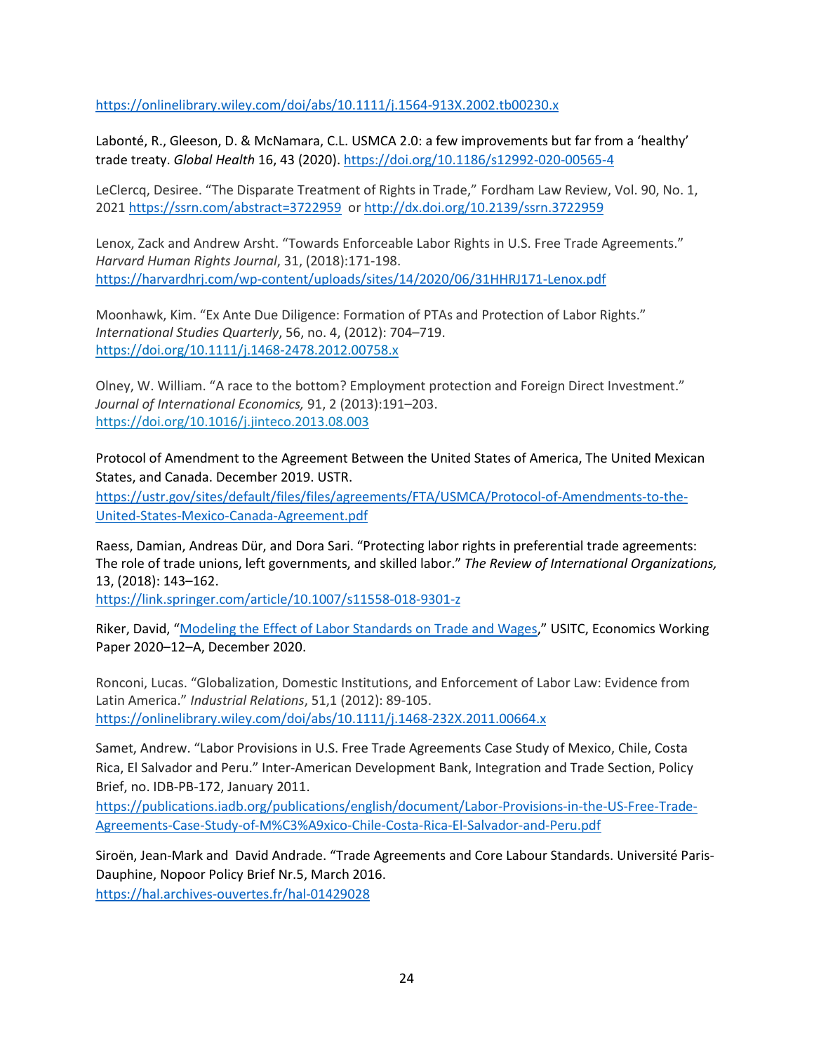https://onlinelibrary.wiley.com/doi/abs/10.1111/j.1564-913X.2002.tb00230.x

Labonté, R., Gleeson, D. & McNamara, C.L. USMCA 2.0: a few improvements but far from a 'healthy' trade treaty. *Global Health* 16, 43 (2020). https://doi.org/10.1186/s12992-020-00565-4

LeClercq, Desiree. "The Disparate Treatment of Rights in Trade," Fordham Law Review, Vol. 90, No. 1, 2021 https://ssrn.com/abstract=3722959 or http://dx.doi.org/10.2139/ssrn.3722959

Lenox, Zack and Andrew Arsht. "Towards Enforceable Labor Rights in U.S. Free Trade Agreements." *Harvard Human Rights Journal*, 31, (2018):171-198. https://harvardhrj.com/wp-content/uploads/sites/14/2020/06/31HHRJ171-Lenox.pdf

Moonhawk, Kim. "Ex Ante Due Diligence: Formation of PTAs and Protection of Labor Rights." *International Studies Quarterly*, 56, no. 4, (2012): 704–719. https://doi.org/10.1111/j.1468-2478.2012.00758.x

Olney, W. William. "A race to the bottom? Employment protection and Foreign Direct Investment." *Journal of International Economics,* 91, 2 (2013):191–203. https://doi.org/10.1016/j.jinteco.2013.08.003

Protocol of Amendment to the Agreement Between the United States of America, The United Mexican States, and Canada. December 2019. USTR. https://ustr.gov/sites/default/files/files/agreements/FTA/USMCA/Protocol-of-Amendments-to-the-United-States-Mexico-Canada-Agreement.pdf

Raess, Damian, Andreas Dür, and Dora Sari. "Protecting labor rights in preferential trade agreements: The role of trade unions, left governments, and skilled labor." *The Review of International Organizations,* 13, (2018): 143–162. https://link.springer.com/article/10.1007/s11558-018-9301-z

Riker, David, "Modeling the Effect of Labor Standards on Trade and Wages," USITC, Economics Working Paper 2020–12–A, December 2020.

Ronconi, Lucas. "Globalization, Domestic Institutions, and Enforcement of Labor Law: Evidence from Latin America." *Industrial Relations*, 51,1 (2012): 89-105. https://onlinelibrary.wiley.com/doi/abs/10.1111/j.1468-232X.2011.00664.x

Samet, Andrew. "Labor Provisions in U.S. Free Trade Agreements Case Study of Mexico, Chile, Costa Rica, El Salvador and Peru." Inter-American Development Bank, Integration and Trade Section, Policy Brief, no. IDB-PB-172, January 2011. https://publications.iadb.org/publications/english/document/Labor-Provisions-in-the-US-Free-Trade-Agreements-Case-Study-of-M%C3%A9xico-Chile-Costa-Rica-El-Salvador-and-Peru.pdf

Siroën, Jean-Mark and David Andrade. "Trade Agreements and Core Labour Standards. Université Paris-Dauphine, Nopoor Policy Brief Nr.5, March 2016. https://hal.archives-ouvertes.fr/hal-01429028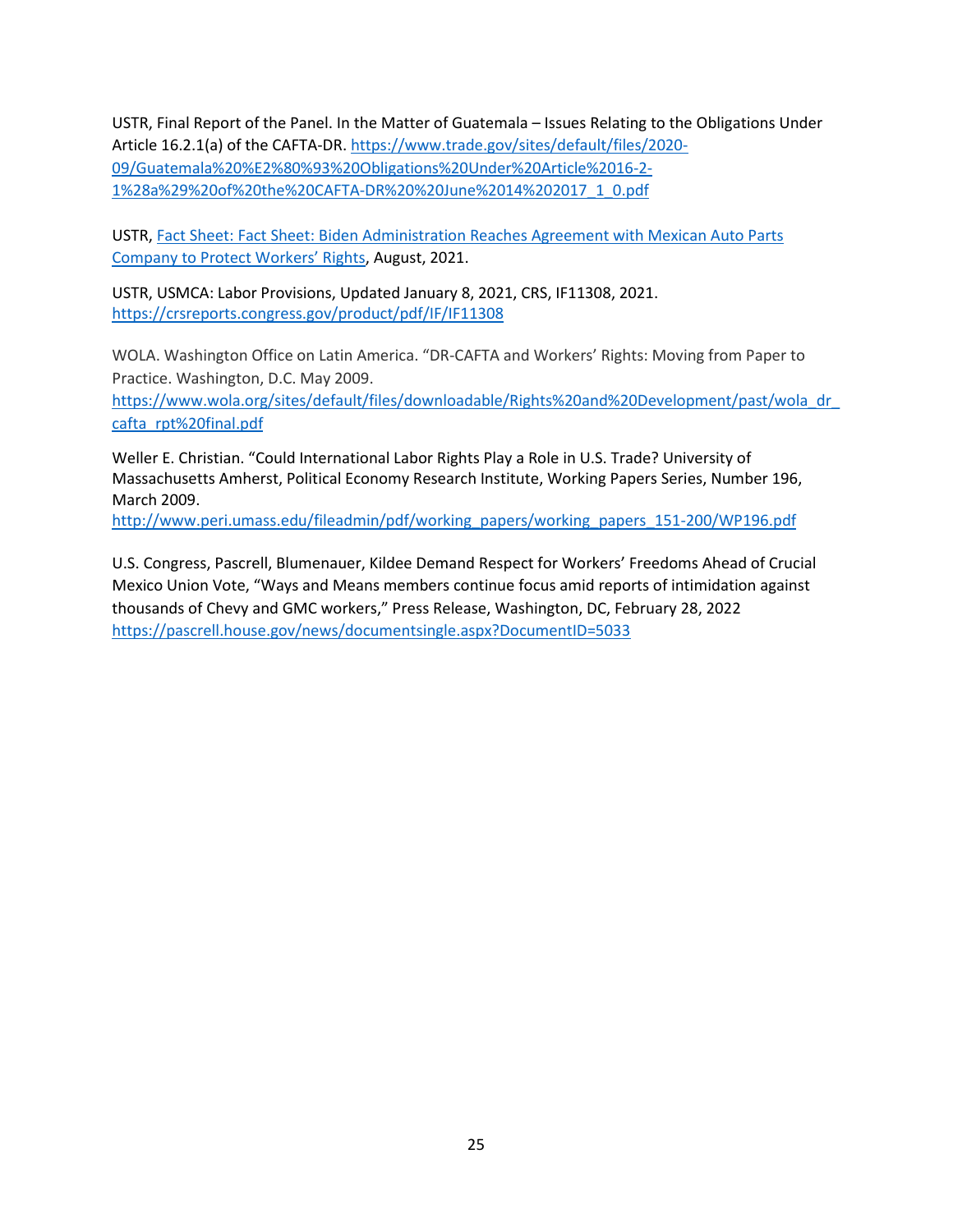USTR, Final Report of the Panel. In the Matter of Guatemala – Issues Relating to the Obligations Under Article 16.2.1(a) of the CAFTA-DR. https://www.trade.gov/sites/default/files/2020-09/Guatemala%20%E2%80%93%20Obligations%20Under%20Article%2016-2-1%28a%29%20of%20the%20CAFTA-DR%20%20June%2014%202017_1_0.pdf

USTR, Fact Sheet: Fact Sheet: Biden Administration Reaches Agreement with Mexican Auto Parts Company to Protect Workers' Rights, August, 2021.

USTR, USMCA: Labor Provisions, Updated January 8, 2021, CRS, IF11308, 2021. https://crsreports.congress.gov/product/pdf/IF/IF11308

WOLA. Washington Office on Latin America. "DR-CAFTA and Workers' Rights: Moving from Paper to Practice. Washington, D.C. May 2009. https://www.wola.org/sites/default/files/downloadable/Rights%20and%20Development/past/wola_dr_cafta_rpt%20final.pdf

Weller E. Christian. "Could International Labor Rights Play a Role in U.S. Trade? University of Massachusetts Amherst, Political Economy Research Institute, Working Papers Series, Number 196, March 2009. http://www.peri.umass.edu/fileadmin/pdf/working_papers/working_papers_151-200/WP196.pdf

U.S. Congress, Pascrell, Blumenauer, Kildee Demand Respect for Workers' Freedoms Ahead of Crucial Mexico Union Vote, "Ways and Means members continue focus amid reports of intimidation against thousands of Chevy and GMC workers," Press Release, Washington, DC, February 28, 2022 https://pascrell.house.gov/news/documentsingle.aspx?DocumentID=5033